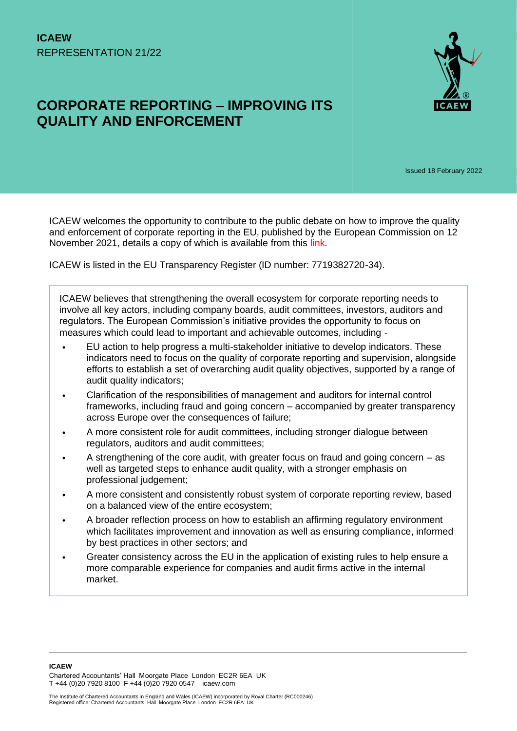**ICAEW**
REPRESENTATION 21/22

# CORPORATE REPORTING – IMPROVING ITS QUALITY AND ENFORCEMENT

Issued 18 February 2022

ICAEW welcomes the opportunity to contribute to the public debate on how to improve the quality and enforcement of corporate reporting in the EU, published by the European Commission on 12 November 2021, details a copy of which is available from this link.

ICAEW is listed in the EU Transparency Register (ID number: 7719382720-34).

ICAEW believes that strengthening the overall ecosystem for corporate reporting needs to involve all key actors, including company boards, audit committees, investors, auditors and regulators. The European Commission's initiative provides the opportunity to focus on measures which could lead to important and achievable outcomes, including -

- EU action to help progress a multi-stakeholder initiative to develop indicators. These indicators need to focus on the quality of corporate reporting and supervision, alongside efforts to establish a set of overarching audit quality objectives, supported by a range of audit quality indicators;
- Clarification of the responsibilities of management and auditors for internal control frameworks, including fraud and going concern – accompanied by greater transparency across Europe over the consequences of failure;
- A more consistent role for audit committees, including stronger dialogue between regulators, auditors and audit committees;
- A strengthening of the core audit, with greater focus on fraud and going concern – as well as targeted steps to enhance audit quality, with a stronger emphasis on professional judgement;
- A more consistent and consistently robust system of corporate reporting review, based on a balanced view of the entire ecosystem;
- A broader reflection process on how to establish an affirming regulatory environment which facilitates improvement and innovation as well as ensuring compliance, informed by best practices in other sectors; and
- Greater consistency across the EU in the application of existing rules to help ensure a more comparable experience for companies and audit firms active in the internal market.

**ICAEW**
Chartered Accountants' Hall Moorgate Place London EC2R 6EA UK
T +44 (0)20 7920 8100 F +44 (0)20 7920 0547 icaew.com

The Institute of Chartered Accountants in England and Wales (ICAEW) incorporated by Royal Charter (RC000246)
Registered office: Chartered Accountants' Hall Moorgate Place London EC2R 6EA UK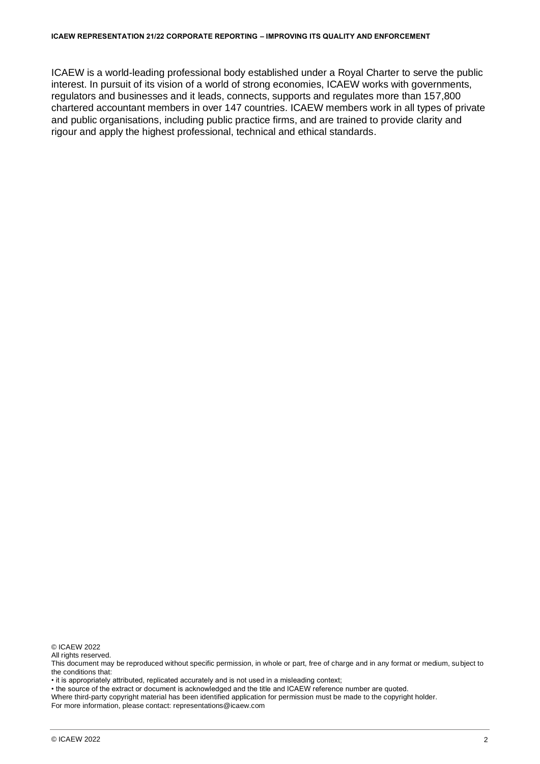ICAEW is a world-leading professional body established under a Royal Charter to serve the public interest. In pursuit of its vision of a world of strong economies, ICAEW works with governments, regulators and businesses and it leads, connects, supports and regulates more than 157,800 chartered accountant members in over 147 countries. ICAEW members work in all types of private and public organisations, including public practice firms, and are trained to provide clarity and rigour and apply the highest professional, technical and ethical standards.

© ICAEW 2022
All rights reserved.
This document may be reproduced without specific permission, in whole or part, free of charge and in any format or medium, subject to the conditions that:

• it is appropriately attributed, replicated accurately and is not used in a misleading context;
• the source of the extract or document is acknowledged and the title and ICAEW reference number are quoted.

Where third-party copyright material has been identified application for permission must be made to the copyright holder.
For more information, please contact: representations@icaew.com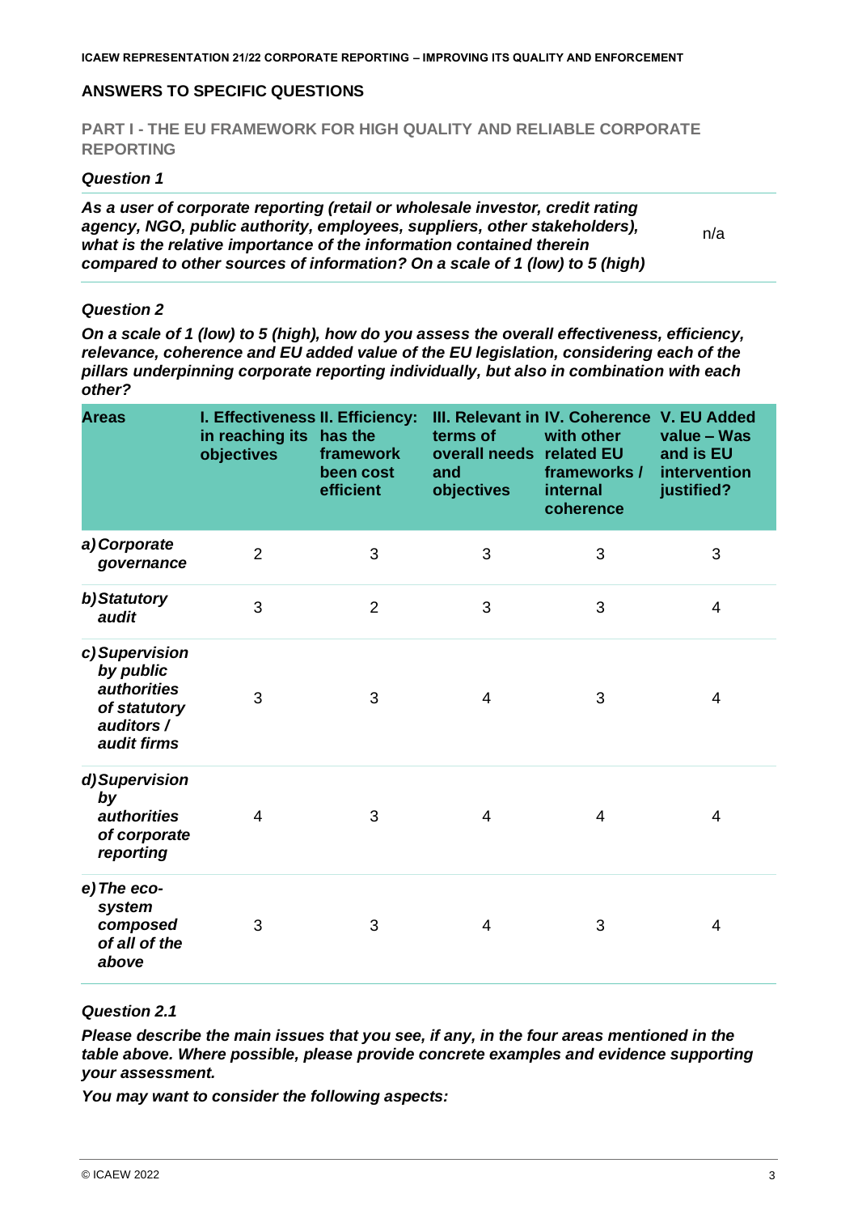## ANSWERS TO SPECIFIC QUESTIONS

### PART I - THE EU FRAMEWORK FOR HIGH QUALITY AND RELIABLE CORPORATE REPORTING

#### *Question 1*

| ***As a user of corporate reporting (retail or wholesale investor, credit rating agency, NGO, public authority, employees, suppliers, other stakeholders), what is the relative importance of the information contained therein compared to other sources of information? On a scale of 1 (low) to 5 (high)*** | n/a |
|---|---|

#### *Question 2*

***On a scale of 1 (low) to 5 (high), how do you assess the overall effectiveness, efficiency, relevance, coherence and EU added value of the EU legislation, considering each of the pillars underpinning corporate reporting individually, but also in combination with each other?***

| Areas | I. Effectiveness in reaching its objectives | II. Efficiency: has the framework been cost efficient | III. Relevant in terms of overall needs and objectives | IV. Coherence with other related EU frameworks / internal coherence | V. EU Added value – Was and is EU intervention justified? |
|---|---|---|---|---|---|
| *a) Corporate governance* | 2 | 3 | 3 | 3 | 3 |
| *b) Statutory audit* | 3 | 2 | 3 | 3 | 4 |
| *c) Supervision by public authorities of statutory auditors / audit firms* | 3 | 3 | 4 | 3 | 4 |
| *d) Supervision by authorities of corporate reporting* | 4 | 3 | 4 | 4 | 4 |
| *e) The eco-system composed of all of the above* | 3 | 3 | 4 | 3 | 4 |

#### *Question 2.1*

***Please describe the main issues that you see, if any, in the four areas mentioned in the table above. Where possible, please provide concrete examples and evidence supporting your assessment.***

***You may want to consider the following aspects:***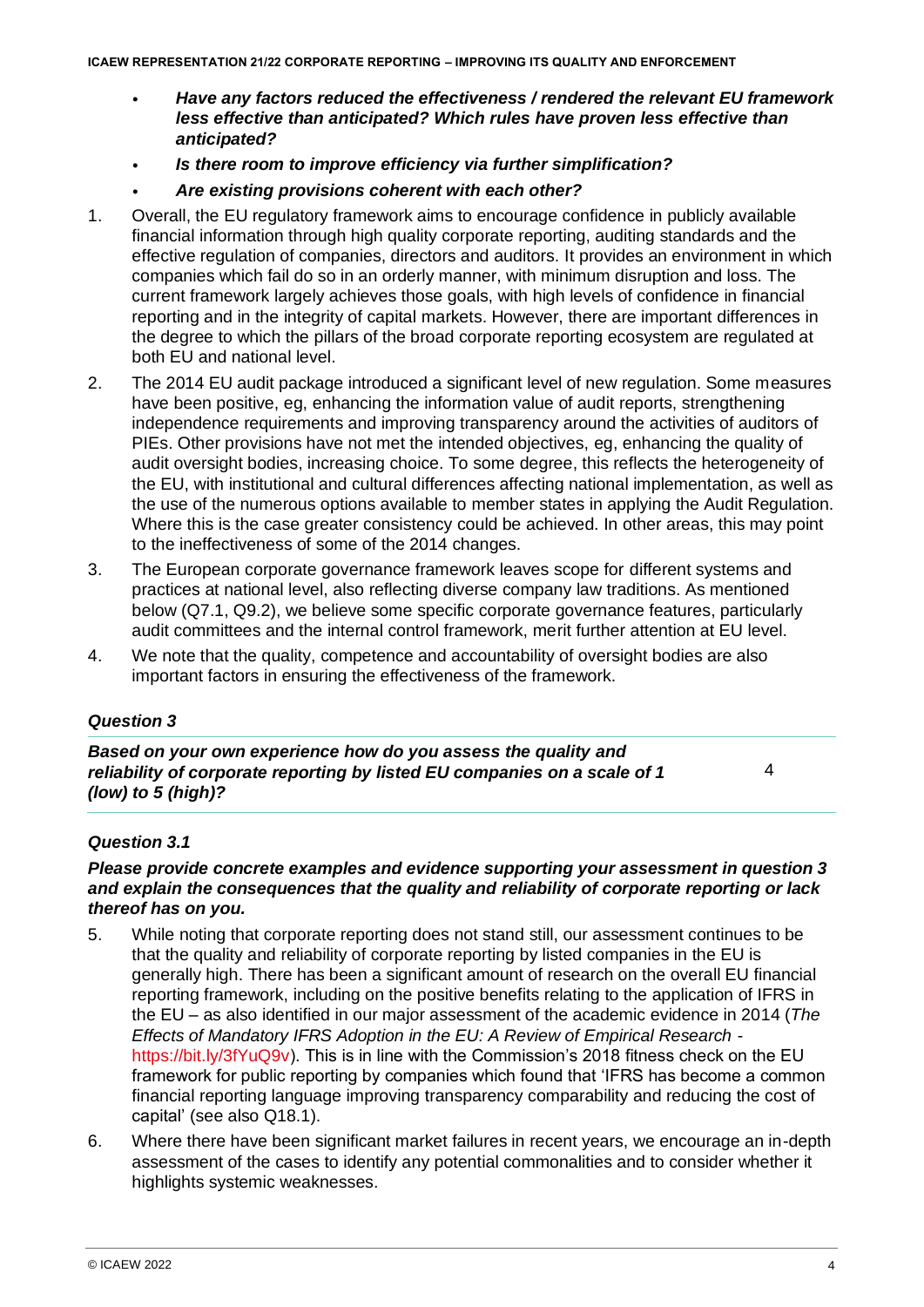- ***Have any factors reduced the effectiveness / rendered the relevant EU framework less effective than anticipated? Which rules have proven less effective than anticipated?***
- ***Is there room to improve efficiency via further simplification?***
- ***Are existing provisions coherent with each other?***

1. Overall, the EU regulatory framework aims to encourage confidence in publicly available financial information through high quality corporate reporting, auditing standards and the effective regulation of companies, directors and auditors. It provides an environment in which companies which fail do so in an orderly manner, with minimum disruption and loss. The current framework largely achieves those goals, with high levels of confidence in financial reporting and in the integrity of capital markets. However, there are important differences in the degree to which the pillars of the broad corporate reporting ecosystem are regulated at both EU and national level.
2. The 2014 EU audit package introduced a significant level of new regulation. Some measures have been positive, eg, enhancing the information value of audit reports, strengthening independence requirements and improving transparency around the activities of auditors of PIEs. Other provisions have not met the intended objectives, eg, enhancing the quality of audit oversight bodies, increasing choice. To some degree, this reflects the heterogeneity of the EU, with institutional and cultural differences affecting national implementation, as well as the use of the numerous options available to member states in applying the Audit Regulation. Where this is the case greater consistency could be achieved. In other areas, this may point to the ineffectiveness of some of the 2014 changes.
3. The European corporate governance framework leaves scope for different systems and practices at national level, also reflecting diverse company law traditions. As mentioned below (Q7.1, Q9.2), we believe some specific corporate governance features, particularly audit committees and the internal control framework, merit further attention at EU level.
4. We note that the quality, competence and accountability of oversight bodies are also important factors in ensuring the effectiveness of the framework.

### *Question 3*

| ***Based on your own experience how do you assess the quality and reliability of corporate reporting by listed EU companies on a scale of 1 (low) to 5 (high)?*** | 4 |
|---|---|

### *Question 3.1*

***Please provide concrete examples and evidence supporting your assessment in question 3 and explain the consequences that the quality and reliability of corporate reporting or lack thereof has on you.***

5. While noting that corporate reporting does not stand still, our assessment continues to be that the quality and reliability of corporate reporting by listed companies in the EU is generally high. There has been a significant amount of research on the overall EU financial reporting framework, including on the positive benefits relating to the application of IFRS in the EU – as also identified in our major assessment of the academic evidence in 2014 (*The Effects of Mandatory IFRS Adoption in the EU: A Review of Empirical Research* - https://bit.ly/3fYuQ9v). This is in line with the Commission's 2018 fitness check on the EU framework for public reporting by companies which found that 'IFRS has become a common financial reporting language improving transparency comparability and reducing the cost of capital' (see also Q18.1).
6. Where there have been significant market failures in recent years, we encourage an in-depth assessment of the cases to identify any potential commonalities and to consider whether it highlights systemic weaknesses.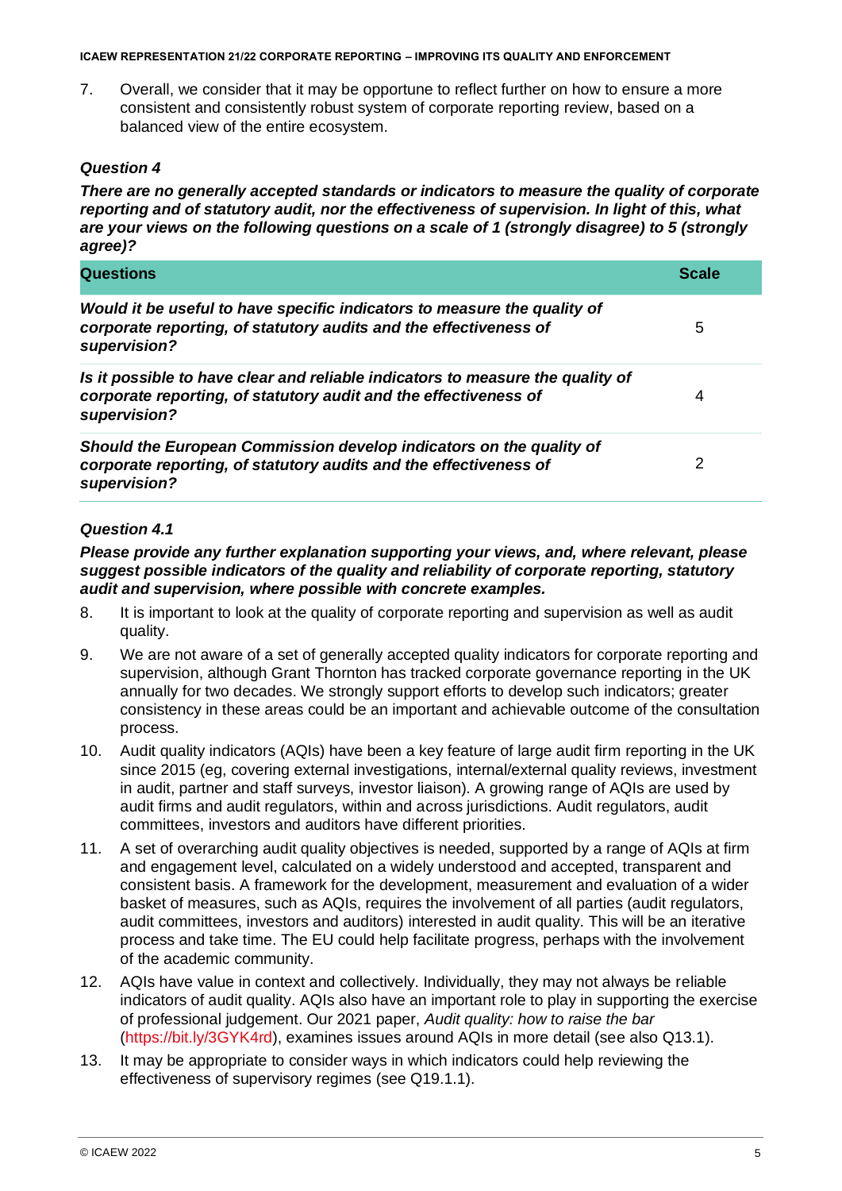7. Overall, we consider that it may be opportune to reflect further on how to ensure a more consistent and consistently robust system of corporate reporting review, based on a balanced view of the entire ecosystem.

### *Question 4*

***There are no generally accepted standards or indicators to measure the quality of corporate reporting and of statutory audit, nor the effectiveness of supervision. In light of this, what are your views on the following questions on a scale of 1 (strongly disagree) to 5 (strongly agree)?***

| Questions | Scale |
| --- | --- |
| ***Would it be useful to have specific indicators to measure the quality of corporate reporting, of statutory audits and the effectiveness of supervision?*** | 5 |
| ***Is it possible to have clear and reliable indicators to measure the quality of corporate reporting, of statutory audit and the effectiveness of supervision?*** | 4 |
| ***Should the European Commission develop indicators on the quality of corporate reporting, of statutory audits and the effectiveness of supervision?*** | 2 |

### *Question 4.1*

***Please provide any further explanation supporting your views, and, where relevant, please suggest possible indicators of the quality and reliability of corporate reporting, statutory audit and supervision, where possible with concrete examples.***

8. It is important to look at the quality of corporate reporting and supervision as well as audit quality.
9. We are not aware of a set of generally accepted quality indicators for corporate reporting and supervision, although Grant Thornton has tracked corporate governance reporting in the UK annually for two decades. We strongly support efforts to develop such indicators; greater consistency in these areas could be an important and achievable outcome of the consultation process.
10. Audit quality indicators (AQIs) have been a key feature of large audit firm reporting in the UK since 2015 (eg, covering external investigations, internal/external quality reviews, investment in audit, partner and staff surveys, investor liaison). A growing range of AQIs are used by audit firms and audit regulators, within and across jurisdictions. Audit regulators, audit committees, investors and auditors have different priorities.
11. A set of overarching audit quality objectives is needed, supported by a range of AQIs at firm and engagement level, calculated on a widely understood and accepted, transparent and consistent basis. A framework for the development, measurement and evaluation of a wider basket of measures, such as AQIs, requires the involvement of all parties (audit regulators, audit committees, investors and auditors) interested in audit quality. This will be an iterative process and take time. The EU could help facilitate progress, perhaps with the involvement of the academic community.
12. AQIs have value in context and collectively. Individually, they may not always be reliable indicators of audit quality. AQIs also have an important role to play in supporting the exercise of professional judgement. Our 2021 paper, *Audit quality: how to raise the bar* (https://bit.ly/3GYK4rd), examines issues around AQIs in more detail (see also Q13.1).
13. It may be appropriate to consider ways in which indicators could help reviewing the effectiveness of supervisory regimes (see Q19.1.1).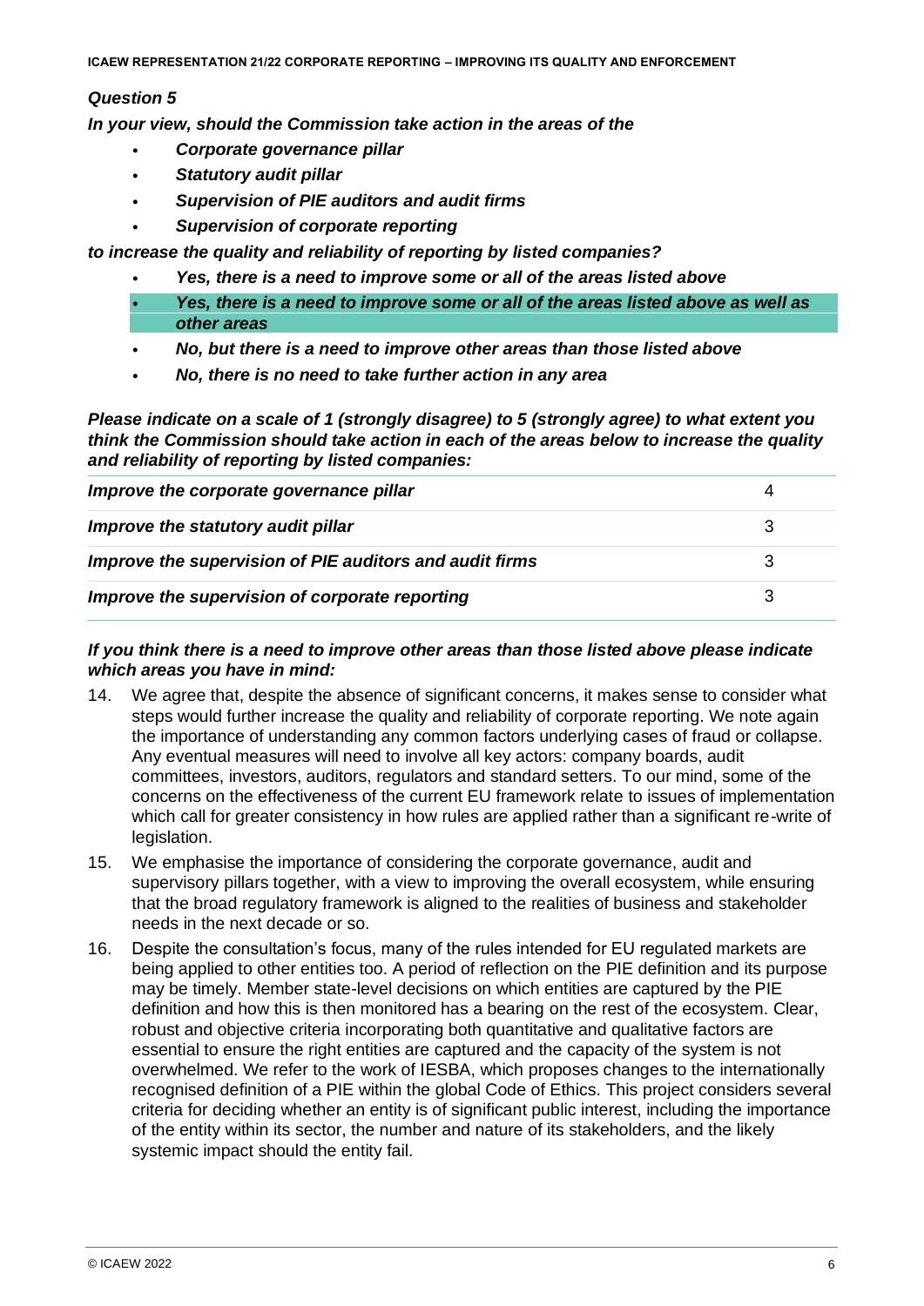### *Question 5*

***In your view, should the Commission take action in the areas of the***

- ***Corporate governance pillar***
- ***Statutory audit pillar***
- ***Supervision of PIE auditors and audit firms***
- ***Supervision of corporate reporting***

***to increase the quality and reliability of reporting by listed companies?***

- ***Yes, there is a need to improve some or all of the areas listed above***
- ***Yes, there is a need to improve some or all of the areas listed above as well as other areas***
- ***No, but there is a need to improve other areas than those listed above***
- ***No, there is no need to take further action in any area***

***Please indicate on a scale of 1 (strongly disagree) to 5 (strongly agree) to what extent you think the Commission should take action in each of the areas below to increase the quality and reliability of reporting by listed companies:***

| | |
|---|---|
| ***Improve the corporate governance pillar*** | 4 |
| ***Improve the statutory audit pillar*** | 3 |
| ***Improve the supervision of PIE auditors and audit firms*** | 3 |
| ***Improve the supervision of corporate reporting*** | 3 |

***If you think there is a need to improve other areas than those listed above please indicate which areas you have in mind:***

14. We agree that, despite the absence of significant concerns, it makes sense to consider what steps would further increase the quality and reliability of corporate reporting. We note again the importance of understanding any common factors underlying cases of fraud or collapse. Any eventual measures will need to involve all key actors: company boards, audit committees, investors, auditors, regulators and standard setters. To our mind, some of the concerns on the effectiveness of the current EU framework relate to issues of implementation which call for greater consistency in how rules are applied rather than a significant re-write of legislation.
15. We emphasise the importance of considering the corporate governance, audit and supervisory pillars together, with a view to improving the overall ecosystem, while ensuring that the broad regulatory framework is aligned to the realities of business and stakeholder needs in the next decade or so.
16. Despite the consultation's focus, many of the rules intended for EU regulated markets are being applied to other entities too. A period of reflection on the PIE definition and its purpose may be timely. Member state-level decisions on which entities are captured by the PIE definition and how this is then monitored has a bearing on the rest of the ecosystem. Clear, robust and objective criteria incorporating both quantitative and qualitative factors are essential to ensure the right entities are captured and the capacity of the system is not overwhelmed. We refer to the work of IESBA, which proposes changes to the internationally recognised definition of a PIE within the global Code of Ethics. This project considers several criteria for deciding whether an entity is of significant public interest, including the importance of the entity within its sector, the number and nature of its stakeholders, and the likely systemic impact should the entity fail.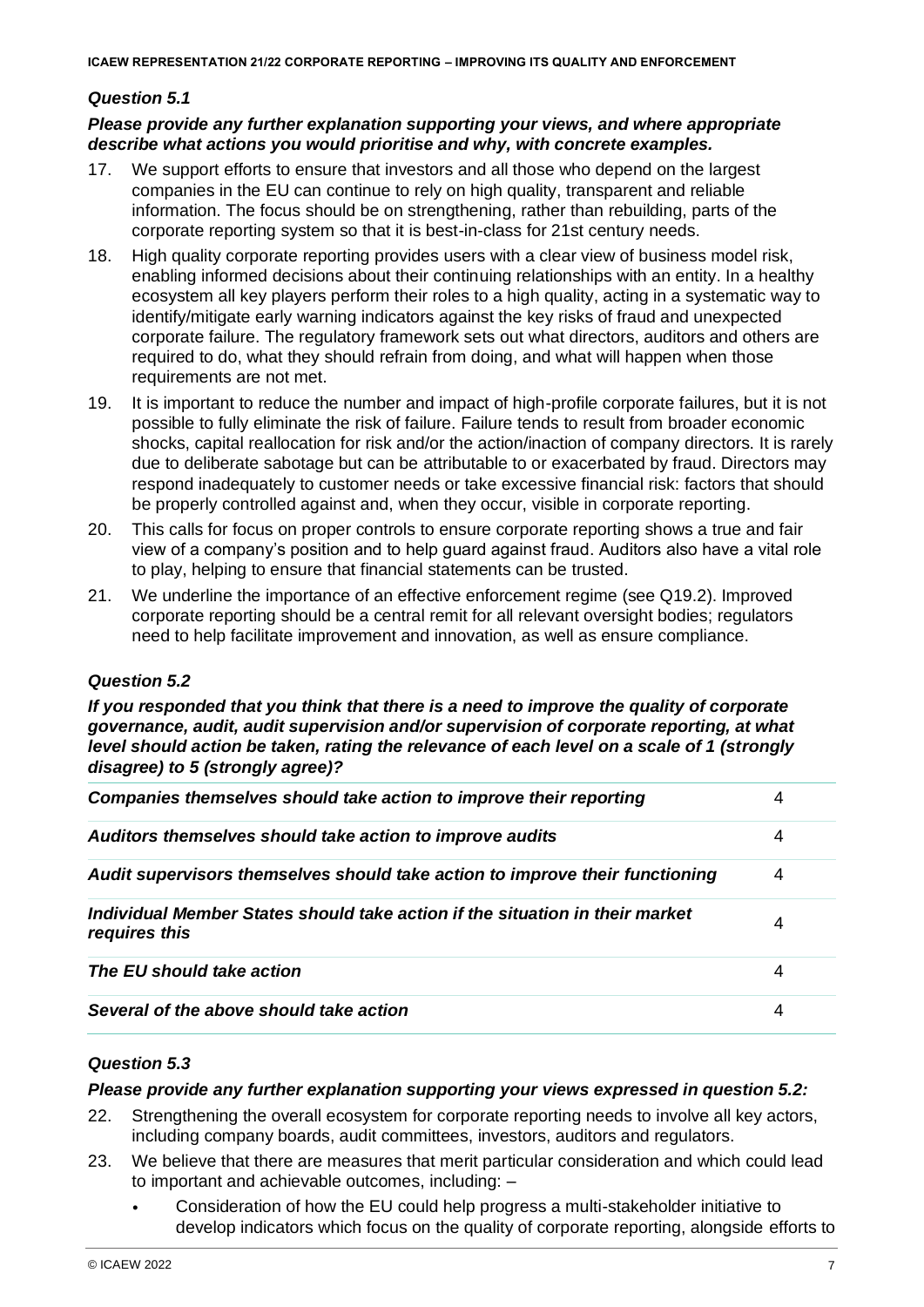### *Question 5.1*

***Please provide any further explanation supporting your views, and where appropriate describe what actions you would prioritise and why, with concrete examples.***

17. We support efforts to ensure that investors and all those who depend on the largest companies in the EU can continue to rely on high quality, transparent and reliable information. The focus should be on strengthening, rather than rebuilding, parts of the corporate reporting system so that it is best-in-class for 21st century needs.
18. High quality corporate reporting provides users with a clear view of business model risk, enabling informed decisions about their continuing relationships with an entity. In a healthy ecosystem all key players perform their roles to a high quality, acting in a systematic way to identify/mitigate early warning indicators against the key risks of fraud and unexpected corporate failure. The regulatory framework sets out what directors, auditors and others are required to do, what they should refrain from doing, and what will happen when those requirements are not met.
19. It is important to reduce the number and impact of high-profile corporate failures, but it is not possible to fully eliminate the risk of failure. Failure tends to result from broader economic shocks, capital reallocation for risk and/or the action/inaction of company directors. It is rarely due to deliberate sabotage but can be attributable to or exacerbated by fraud. Directors may respond inadequately to customer needs or take excessive financial risk: factors that should be properly controlled against and, when they occur, visible in corporate reporting.
20. This calls for focus on proper controls to ensure corporate reporting shows a true and fair view of a company's position and to help guard against fraud. Auditors also have a vital role to play, helping to ensure that financial statements can be trusted.
21. We underline the importance of an effective enforcement regime (see Q19.2). Improved corporate reporting should be a central remit for all relevant oversight bodies; regulators need to help facilitate improvement and innovation, as well as ensure compliance.

### *Question 5.2*

***If you responded that you think that there is a need to improve the quality of corporate governance, audit, audit supervision and/or supervision of corporate reporting, at what level should action be taken, rating the relevance of each level on a scale of 1 (strongly disagree) to 5 (strongly agree)?***

| | |
|---|---|
| ***Companies themselves should take action to improve their reporting*** | 4 |
| ***Auditors themselves should take action to improve audits*** | 4 |
| ***Audit supervisors themselves should take action to improve their functioning*** | 4 |
| ***Individual Member States should take action if the situation in their market requires this*** | 4 |
| ***The EU should take action*** | 4 |
| ***Several of the above should take action*** | 4 |

### *Question 5.3*

***Please provide any further explanation supporting your views expressed in question 5.2:***

22. Strengthening the overall ecosystem for corporate reporting needs to involve all key actors, including company boards, audit committees, investors, auditors and regulators.
23. We believe that there are measures that merit particular consideration and which could lead to important and achievable outcomes, including: –
    - Consideration of how the EU could help progress a multi-stakeholder initiative to develop indicators which focus on the quality of corporate reporting, alongside efforts to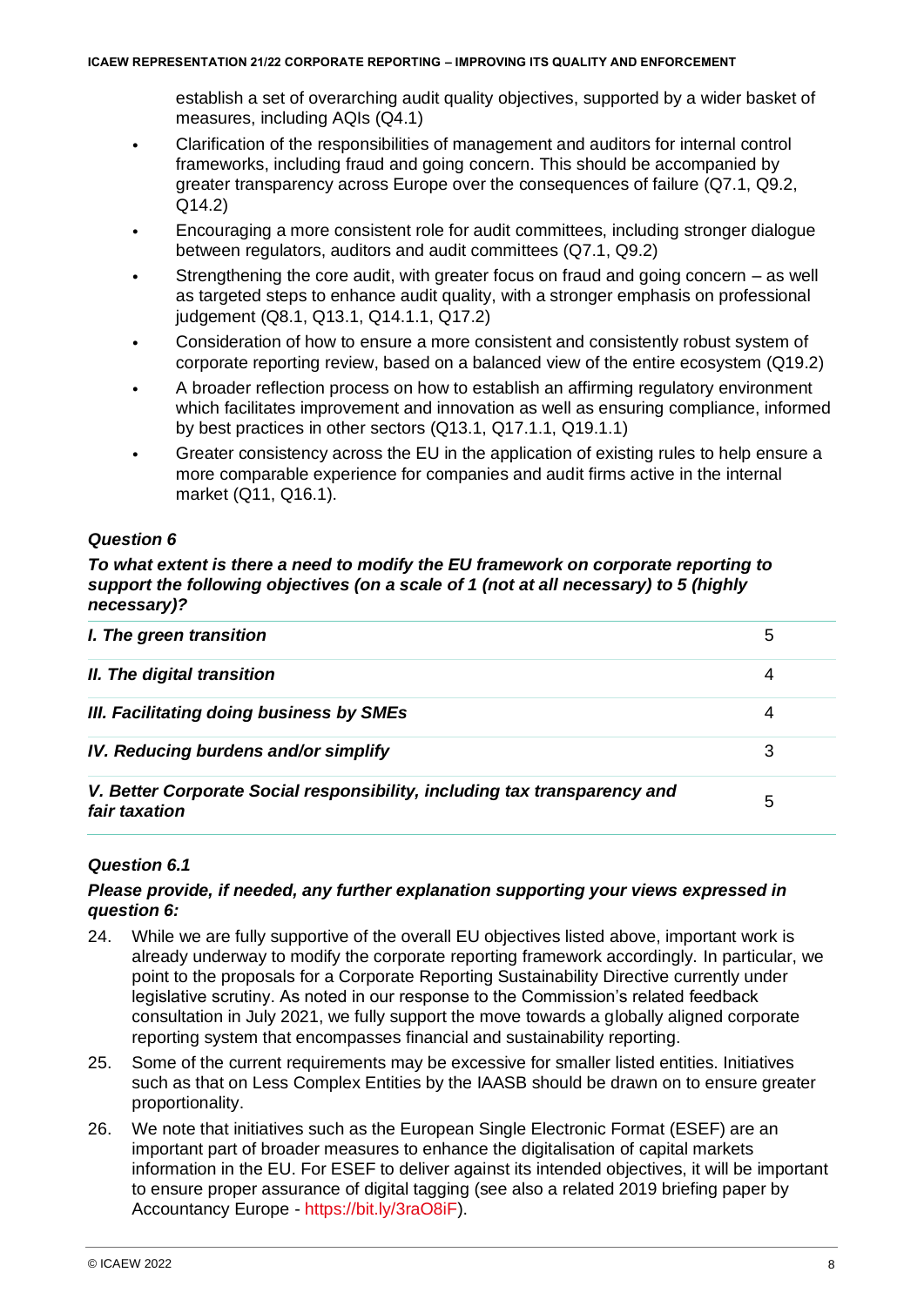establish a set of overarching audit quality objectives, supported by a wider basket of measures, including AQIs (Q4.1)

- Clarification of the responsibilities of management and auditors for internal control frameworks, including fraud and going concern. This should be accompanied by greater transparency across Europe over the consequences of failure (Q7.1, Q9.2, Q14.2)
- Encouraging a more consistent role for audit committees, including stronger dialogue between regulators, auditors and audit committees (Q7.1, Q9.2)
- Strengthening the core audit, with greater focus on fraud and going concern – as well as targeted steps to enhance audit quality, with a stronger emphasis on professional judgement (Q8.1, Q13.1, Q14.1.1, Q17.2)
- Consideration of how to ensure a more consistent and consistently robust system of corporate reporting review, based on a balanced view of the entire ecosystem (Q19.2)
- A broader reflection process on how to establish an affirming regulatory environment which facilitates improvement and innovation as well as ensuring compliance, informed by best practices in other sectors (Q13.1, Q17.1.1, Q19.1.1)
- Greater consistency across the EU in the application of existing rules to help ensure a more comparable experience for companies and audit firms active in the internal market (Q11, Q16.1).

### *Question 6*

***To what extent is there a need to modify the EU framework on corporate reporting to support the following objectives (on a scale of 1 (not at all necessary) to 5 (highly necessary)?***

| | |
|---|---|
| ***I. The green transition*** | 5 |
| ***II. The digital transition*** | 4 |
| ***III. Facilitating doing business by SMEs*** | 4 |
| ***IV. Reducing burdens and/or simplify*** | 3 |
| ***V. Better Corporate Social responsibility, including tax transparency and fair taxation*** | 5 |

### *Question 6.1*

***Please provide, if needed, any further explanation supporting your views expressed in question 6:***

24. While we are fully supportive of the overall EU objectives listed above, important work is already underway to modify the corporate reporting framework accordingly. In particular, we point to the proposals for a Corporate Reporting Sustainability Directive currently under legislative scrutiny. As noted in our response to the Commission's related feedback consultation in July 2021, we fully support the move towards a globally aligned corporate reporting system that encompasses financial and sustainability reporting.
25. Some of the current requirements may be excessive for smaller listed entities. Initiatives such as that on Less Complex Entities by the IAASB should be drawn on to ensure greater proportionality.
26. We note that initiatives such as the European Single Electronic Format (ESEF) are an important part of broader measures to enhance the digitalisation of capital markets information in the EU. For ESEF to deliver against its intended objectives, it will be important to ensure proper assurance of digital tagging (see also a related 2019 briefing paper by Accountancy Europe - https://bit.ly/3raO8iF).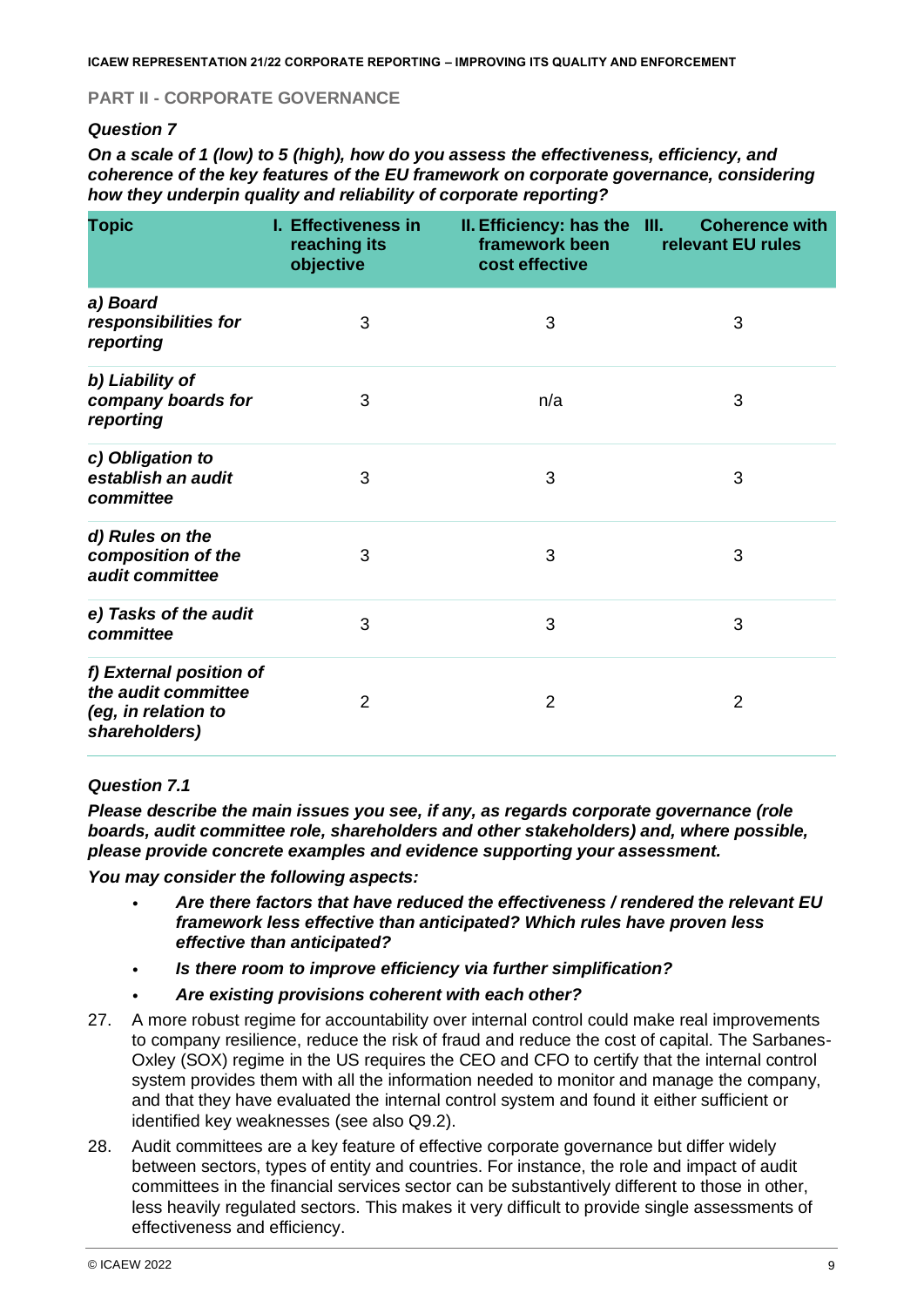## PART II - CORPORATE GOVERNANCE

### *Question 7*

***On a scale of 1 (low) to 5 (high), how do you assess the effectiveness, efficiency, and coherence of the key features of the EU framework on corporate governance, considering how they underpin quality and reliability of corporate reporting?***

| Topic | I. Effectiveness in reaching its objective | II. Efficiency: has the framework been cost effective | III. Coherence with relevant EU rules |
|---|---|---|---|
| ***a) Board responsibilities for reporting*** | 3 | 3 | 3 |
| ***b) Liability of company boards for reporting*** | 3 | n/a | 3 |
| ***c) Obligation to establish an audit committee*** | 3 | 3 | 3 |
| ***d) Rules on the composition of the audit committee*** | 3 | 3 | 3 |
| ***e) Tasks of the audit committee*** | 3 | 3 | 3 |
| ***f) External position of the audit committee (eg, in relation to shareholders)*** | 2 | 2 | 2 |

### *Question 7.1*

***Please describe the main issues you see, if any, as regards corporate governance (role boards, audit committee role, shareholders and other stakeholders) and, where possible, please provide concrete examples and evidence supporting your assessment.***

***You may consider the following aspects:***

- ***Are there factors that have reduced the effectiveness / rendered the relevant EU framework less effective than anticipated? Which rules have proven less effective than anticipated?***
- ***Is there room to improve efficiency via further simplification?***
- ***Are existing provisions coherent with each other?***

27. A more robust regime for accountability over internal control could make real improvements to company resilience, reduce the risk of fraud and reduce the cost of capital. The Sarbanes-Oxley (SOX) regime in the US requires the CEO and CFO to certify that the internal control system provides them with all the information needed to monitor and manage the company, and that they have evaluated the internal control system and found it either sufficient or identified key weaknesses (see also Q9.2).

28. Audit committees are a key feature of effective corporate governance but differ widely between sectors, types of entity and countries. For instance, the role and impact of audit committees in the financial services sector can be substantively different to those in other, less heavily regulated sectors. This makes it very difficult to provide single assessments of effectiveness and efficiency.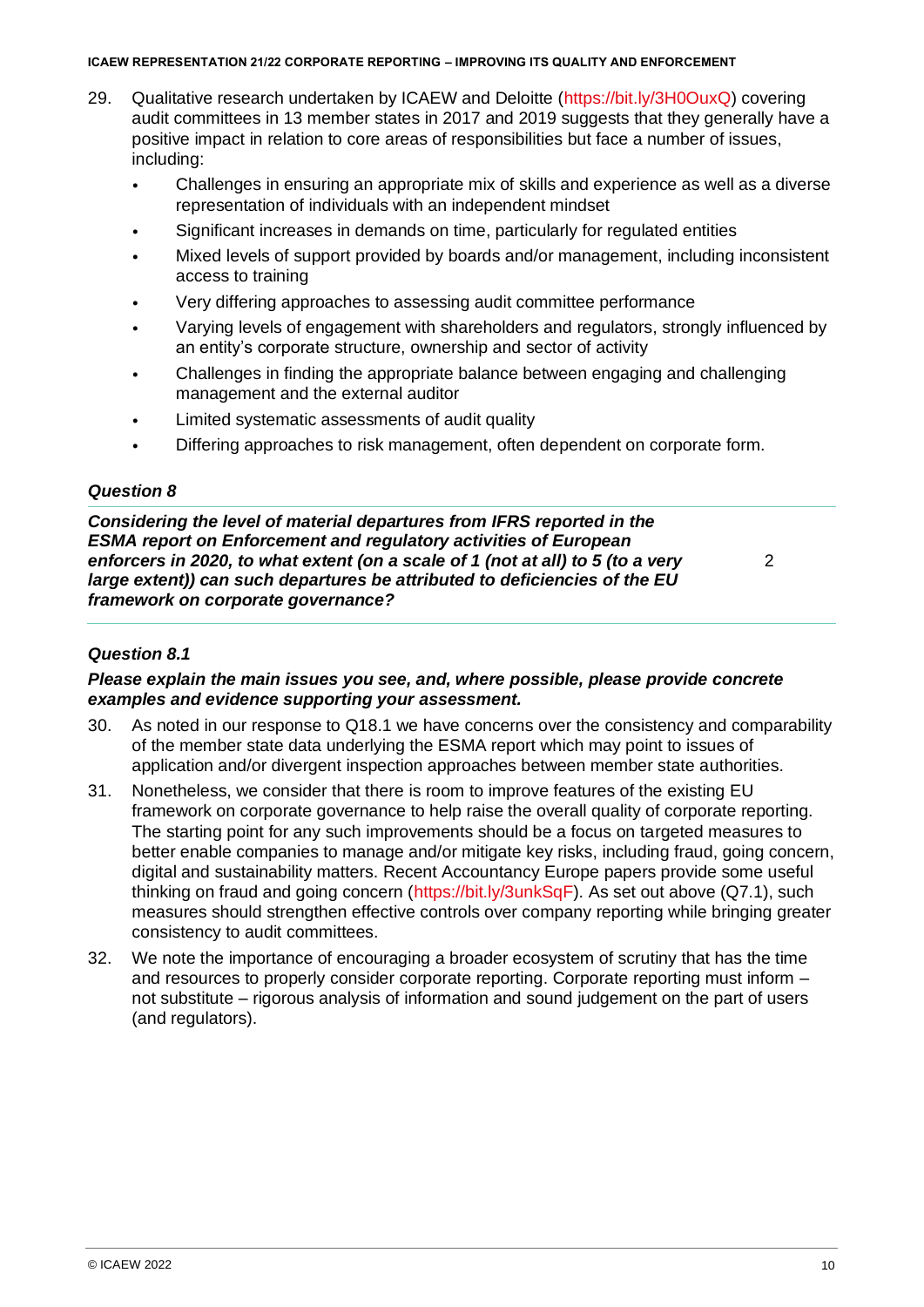29. Qualitative research undertaken by ICAEW and Deloitte (https://bit.ly/3H0OuxQ) covering audit committees in 13 member states in 2017 and 2019 suggests that they generally have a positive impact in relation to core areas of responsibilities but face a number of issues, including:
    - Challenges in ensuring an appropriate mix of skills and experience as well as a diverse representation of individuals with an independent mindset
    - Significant increases in demands on time, particularly for regulated entities
    - Mixed levels of support provided by boards and/or management, including inconsistent access to training
    - Very differing approaches to assessing audit committee performance
    - Varying levels of engagement with shareholders and regulators, strongly influenced by an entity's corporate structure, ownership and sector of activity
    - Challenges in finding the appropriate balance between engaging and challenging management and the external auditor
    - Limited systematic assessments of audit quality
    - Differing approaches to risk management, often dependent on corporate form.

### *Question 8*

| ***Considering the level of material departures from IFRS reported in the ESMA report on Enforcement and regulatory activities of European enforcers in 2020, to what extent (on a scale of 1 (not at all) to 5 (to a very large extent)) can such departures be attributed to deficiencies of the EU framework on corporate governance?*** | 2 |
|---|---|

### *Question 8.1*

***Please explain the main issues you see, and, where possible, please provide concrete examples and evidence supporting your assessment.***

30. As noted in our response to Q18.1 we have concerns over the consistency and comparability of the member state data underlying the ESMA report which may point to issues of application and/or divergent inspection approaches between member state authorities.
31. Nonetheless, we consider that there is room to improve features of the existing EU framework on corporate governance to help raise the overall quality of corporate reporting. The starting point for any such improvements should be a focus on targeted measures to better enable companies to manage and/or mitigate key risks, including fraud, going concern, digital and sustainability matters. Recent Accountancy Europe papers provide some useful thinking on fraud and going concern (https://bit.ly/3unkSqF). As set out above (Q7.1), such measures should strengthen effective controls over company reporting while bringing greater consistency to audit committees.
32. We note the importance of encouraging a broader ecosystem of scrutiny that has the time and resources to properly consider corporate reporting. Corporate reporting must inform – not substitute – rigorous analysis of information and sound judgement on the part of users (and regulators).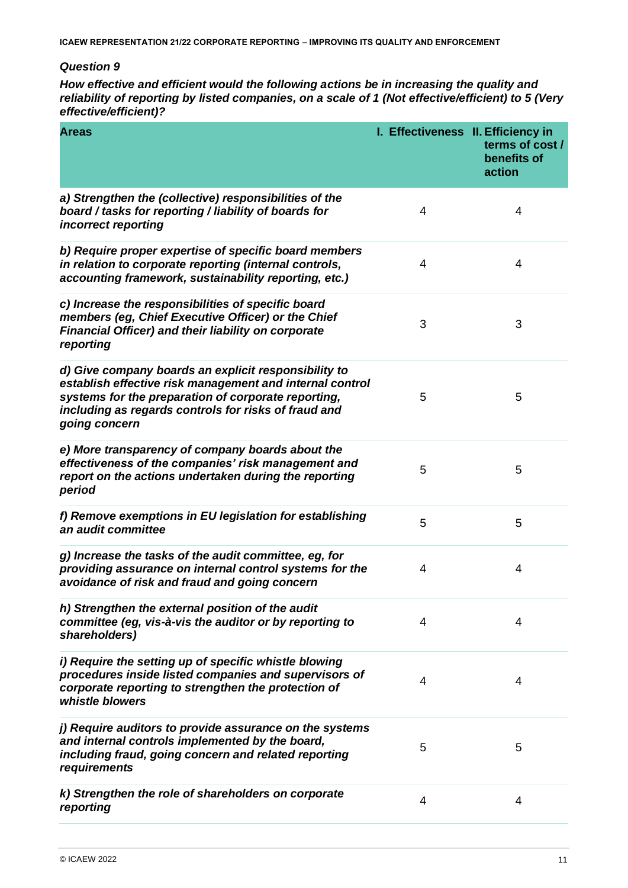### *Question 9*

***How effective and efficient would the following actions be in increasing the quality and reliability of reporting by listed companies, on a scale of 1 (Not effective/efficient) to 5 (Very effective/efficient)?***

| Areas | I. Effectiveness | II. Efficiency in terms of cost / benefits of action |
|---|---|---|
| ***a) Strengthen the (collective) responsibilities of the board / tasks for reporting / liability of boards for incorrect reporting*** | 4 | 4 |
| ***b) Require proper expertise of specific board members in relation to corporate reporting (internal controls, accounting framework, sustainability reporting, etc.)*** | 4 | 4 |
| ***c) Increase the responsibilities of specific board members (eg, Chief Executive Officer) or the Chief Financial Officer) and their liability on corporate reporting*** | 3 | 3 |
| ***d) Give company boards an explicit responsibility to establish effective risk management and internal control systems for the preparation of corporate reporting, including as regards controls for risks of fraud and going concern*** | 5 | 5 |
| ***e) More transparency of company boards about the effectiveness of the companies' risk management and report on the actions undertaken during the reporting period*** | 5 | 5 |
| ***f) Remove exemptions in EU legislation for establishing an audit committee*** | 5 | 5 |
| ***g) Increase the tasks of the audit committee, eg, for providing assurance on internal control systems for the avoidance of risk and fraud and going concern*** | 4 | 4 |
| ***h) Strengthen the external position of the audit committee (eg, vis-à-vis the auditor or by reporting to shareholders)*** | 4 | 4 |
| ***i) Require the setting up of specific whistle blowing procedures inside listed companies and supervisors of corporate reporting to strengthen the protection of whistle blowers*** | 4 | 4 |
| ***j) Require auditors to provide assurance on the systems and internal controls implemented by the board, including fraud, going concern and related reporting requirements*** | 5 | 5 |
| ***k) Strengthen the role of shareholders on corporate reporting*** | 4 | 4 |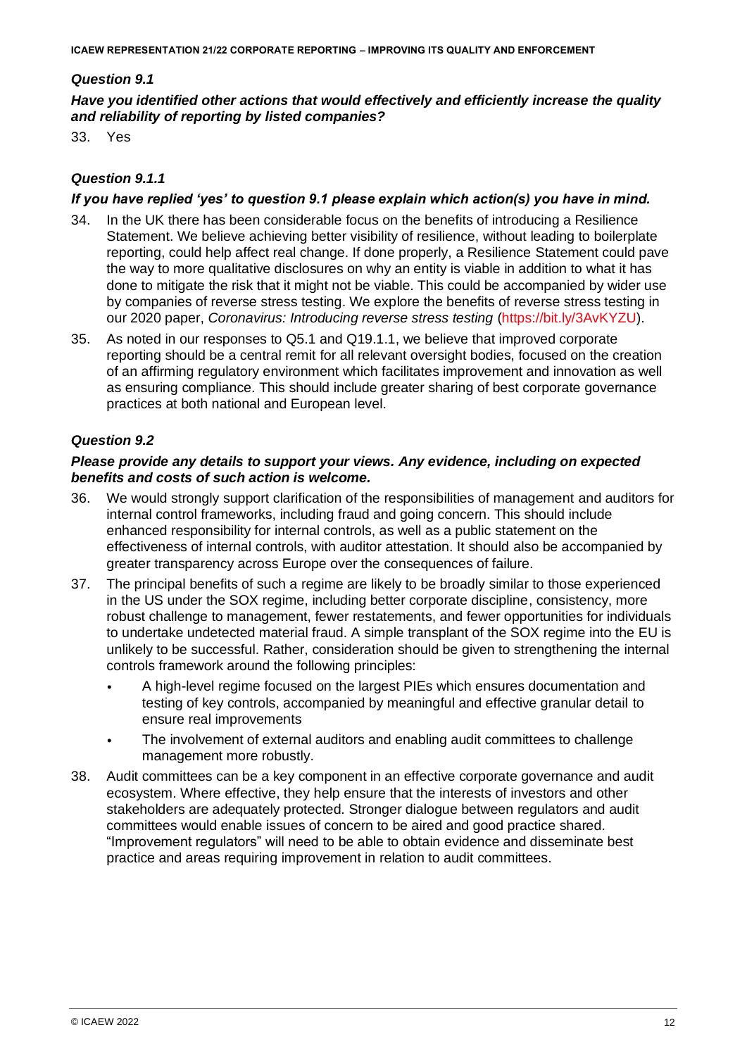### *Question 9.1*

***Have you identified other actions that would effectively and efficiently increase the quality and reliability of reporting by listed companies?***

33. Yes

### *Question 9.1.1*

***If you have replied 'yes' to question 9.1 please explain which action(s) you have in mind.***

34. In the UK there has been considerable focus on the benefits of introducing a Resilience Statement. We believe achieving better visibility of resilience, without leading to boilerplate reporting, could help affect real change. If done properly, a Resilience Statement could pave the way to more qualitative disclosures on why an entity is viable in addition to what it has done to mitigate the risk that it might not be viable. This could be accompanied by wider use by companies of reverse stress testing. We explore the benefits of reverse stress testing in our 2020 paper, *Coronavirus: Introducing reverse stress testing* (https://bit.ly/3AvKYZU).

35. As noted in our responses to Q5.1 and Q19.1.1, we believe that improved corporate reporting should be a central remit for all relevant oversight bodies, focused on the creation of an affirming regulatory environment which facilitates improvement and innovation as well as ensuring compliance. This should include greater sharing of best corporate governance practices at both national and European level.

### *Question 9.2*

***Please provide any details to support your views. Any evidence, including on expected benefits and costs of such action is welcome.***

36. We would strongly support clarification of the responsibilities of management and auditors for internal control frameworks, including fraud and going concern. This should include enhanced responsibility for internal controls, as well as a public statement on the effectiveness of internal controls, with auditor attestation. It should also be accompanied by greater transparency across Europe over the consequences of failure.

37. The principal benefits of such a regime are likely to be broadly similar to those experienced in the US under the SOX regime, including better corporate discipline, consistency, more robust challenge to management, fewer restatements, and fewer opportunities for individuals to undertake undetected material fraud. A simple transplant of the SOX regime into the EU is unlikely to be successful. Rather, consideration should be given to strengthening the internal controls framework around the following principles:
    - A high-level regime focused on the largest PIEs which ensures documentation and testing of key controls, accompanied by meaningful and effective granular detail to ensure real improvements
    - The involvement of external auditors and enabling audit committees to challenge management more robustly.

38. Audit committees can be a key component in an effective corporate governance and audit ecosystem. Where effective, they help ensure that the interests of investors and other stakeholders are adequately protected. Stronger dialogue between regulators and audit committees would enable issues of concern to be aired and good practice shared. "Improvement regulators" will need to be able to obtain evidence and disseminate best practice and areas requiring improvement in relation to audit committees.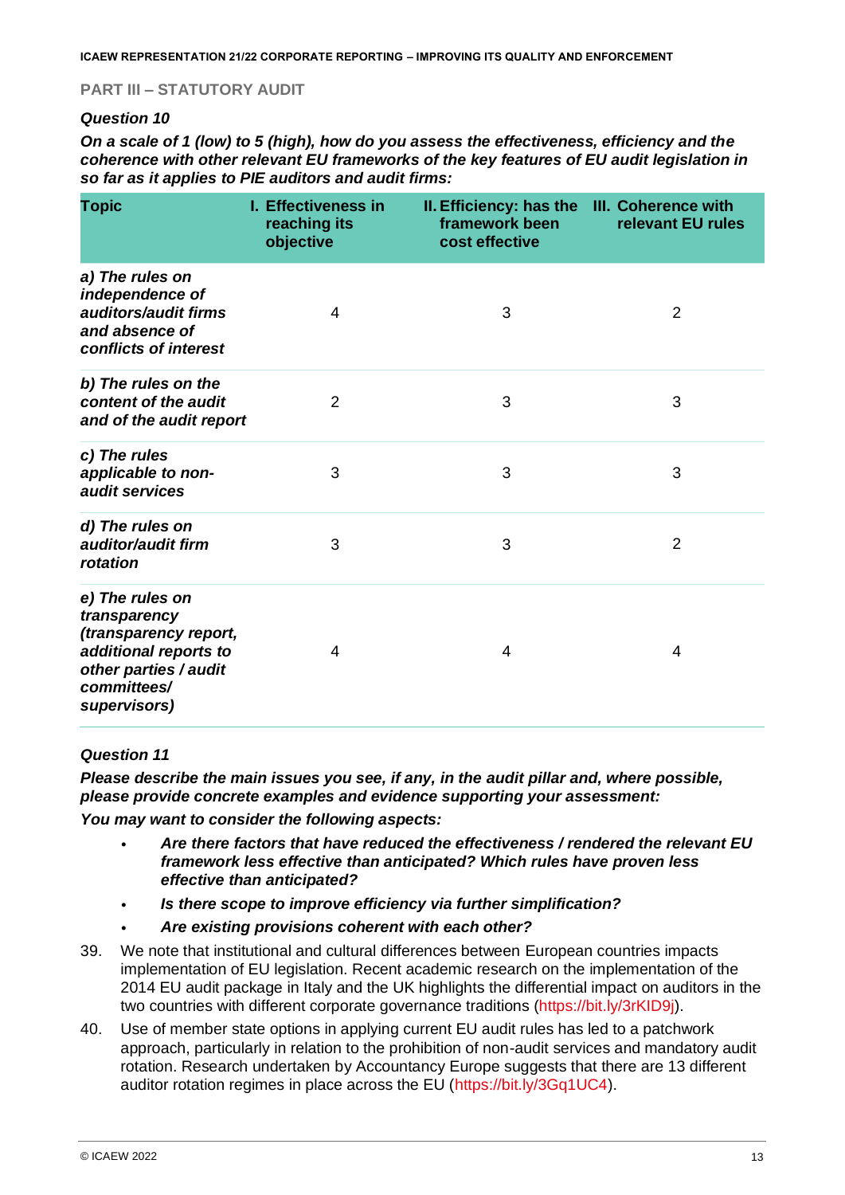## PART III – STATUTORY AUDIT

### *Question 10*

***On a scale of 1 (low) to 5 (high), how do you assess the effectiveness, efficiency and the coherence with other relevant EU frameworks of the key features of EU audit legislation in so far as it applies to PIE auditors and audit firms:***

| Topic | I. Effectiveness in reaching its objective | II. Efficiency: has the framework been cost effective | III. Coherence with relevant EU rules |
|---|---|---|---|
| *a) The rules on independence of auditors/audit firms and absence of conflicts of interest* | 4 | 3 | 2 |
| *b) The rules on the content of the audit and of the audit report* | 2 | 3 | 3 |
| *c) The rules applicable to non-audit services* | 3 | 3 | 3 |
| *d) The rules on auditor/audit firm rotation* | 3 | 3 | 2 |
| *e) The rules on transparency (transparency report, additional reports to other parties / audit committees/ supervisors)* | 4 | 4 | 4 |

### *Question 11*

***Please describe the main issues you see, if any, in the audit pillar and, where possible, please provide concrete examples and evidence supporting your assessment:***

***You may want to consider the following aspects:***

- ***Are there factors that have reduced the effectiveness / rendered the relevant EU framework less effective than anticipated? Which rules have proven less effective than anticipated?***
- ***Is there scope to improve efficiency via further simplification?***
- ***Are existing provisions coherent with each other?***

39. We note that institutional and cultural differences between European countries impacts implementation of EU legislation. Recent academic research on the implementation of the 2014 EU audit package in Italy and the UK highlights the differential impact on auditors in the two countries with different corporate governance traditions (https://bit.ly/3rKID9j).

40. Use of member state options in applying current EU audit rules has led to a patchwork approach, particularly in relation to the prohibition of non-audit services and mandatory audit rotation. Research undertaken by Accountancy Europe suggests that there are 13 different auditor rotation regimes in place across the EU (https://bit.ly/3Gq1UC4).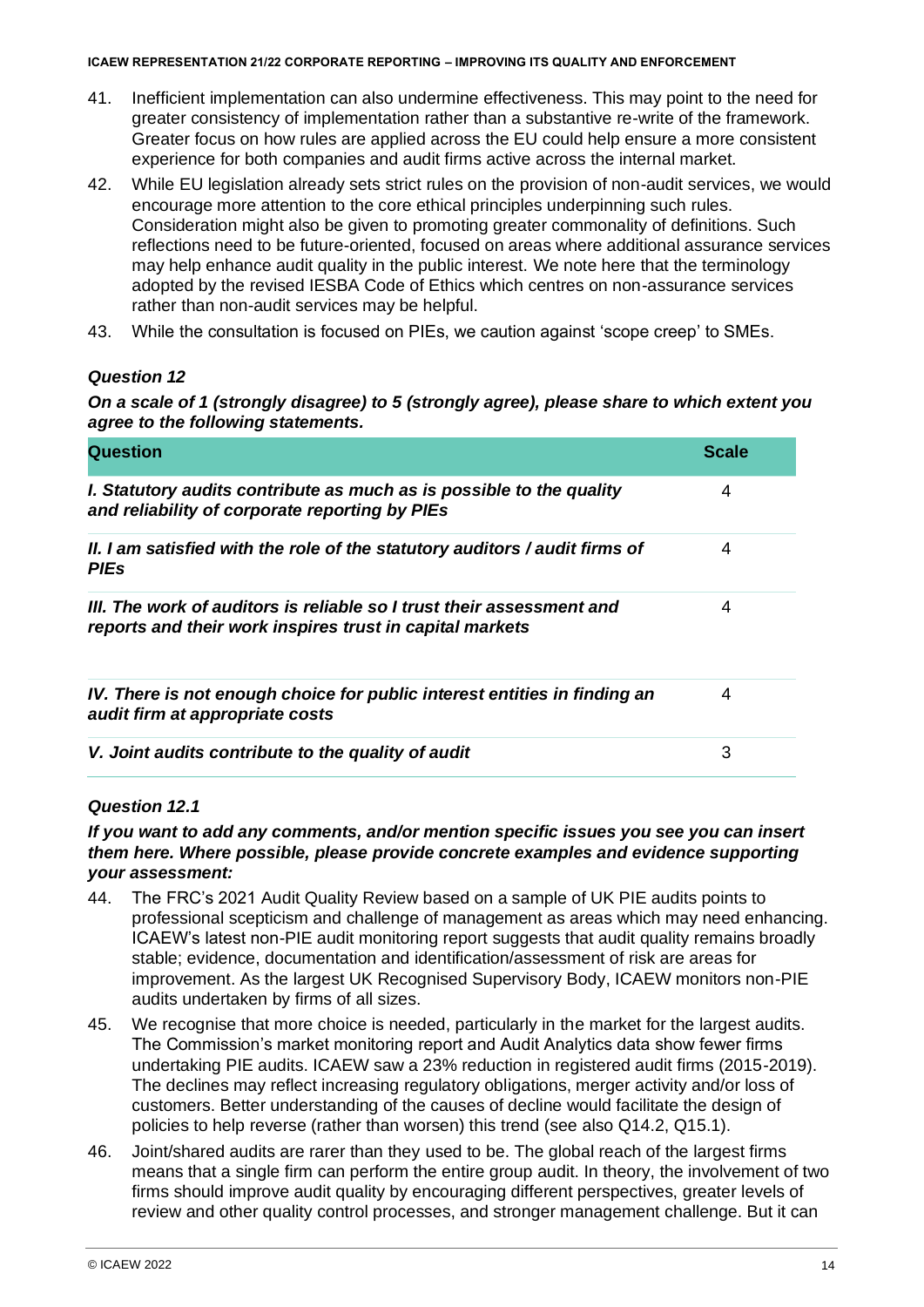41. Inefficient implementation can also undermine effectiveness. This may point to the need for greater consistency of implementation rather than a substantive re-write of the framework. Greater focus on how rules are applied across the EU could help ensure a more consistent experience for both companies and audit firms active across the internal market.
42. While EU legislation already sets strict rules on the provision of non-audit services, we would encourage more attention to the core ethical principles underpinning such rules. Consideration might also be given to promoting greater commonality of definitions. Such reflections need to be future-oriented, focused on areas where additional assurance services may help enhance audit quality in the public interest. We note here that the terminology adopted by the revised IESBA Code of Ethics which centres on non-assurance services rather than non-audit services may be helpful.
43. While the consultation is focused on PIEs, we caution against 'scope creep' to SMEs.

### *Question 12*

***On a scale of 1 (strongly disagree) to 5 (strongly agree), please share to which extent you agree to the following statements.***

| Question | Scale |
|---|---|
| ***I. Statutory audits contribute as much as is possible to the quality and reliability of corporate reporting by PIEs*** | 4 |
| ***II. I am satisfied with the role of the statutory auditors / audit firms of PIEs*** | 4 |
| ***III. The work of auditors is reliable so I trust their assessment and reports and their work inspires trust in capital markets*** | 4 |
| ***IV. There is not enough choice for public interest entities in finding an audit firm at appropriate costs*** | 4 |
| ***V. Joint audits contribute to the quality of audit*** | 3 |

### *Question 12.1*

***If you want to add any comments, and/or mention specific issues you see you can insert them here. Where possible, please provide concrete examples and evidence supporting your assessment:***

44. The FRC's 2021 Audit Quality Review based on a sample of UK PIE audits points to professional scepticism and challenge of management as areas which may need enhancing. ICAEW's latest non-PIE audit monitoring report suggests that audit quality remains broadly stable; evidence, documentation and identification/assessment of risk are areas for improvement. As the largest UK Recognised Supervisory Body, ICAEW monitors non-PIE audits undertaken by firms of all sizes.
45. We recognise that more choice is needed, particularly in the market for the largest audits. The Commission's market monitoring report and Audit Analytics data show fewer firms undertaking PIE audits. ICAEW saw a 23% reduction in registered audit firms (2015-2019). The declines may reflect increasing regulatory obligations, merger activity and/or loss of customers. Better understanding of the causes of decline would facilitate the design of policies to help reverse (rather than worsen) this trend (see also Q14.2, Q15.1).
46. Joint/shared audits are rarer than they used to be. The global reach of the largest firms means that a single firm can perform the entire group audit. In theory, the involvement of two firms should improve audit quality by encouraging different perspectives, greater levels of review and other quality control processes, and stronger management challenge. But it can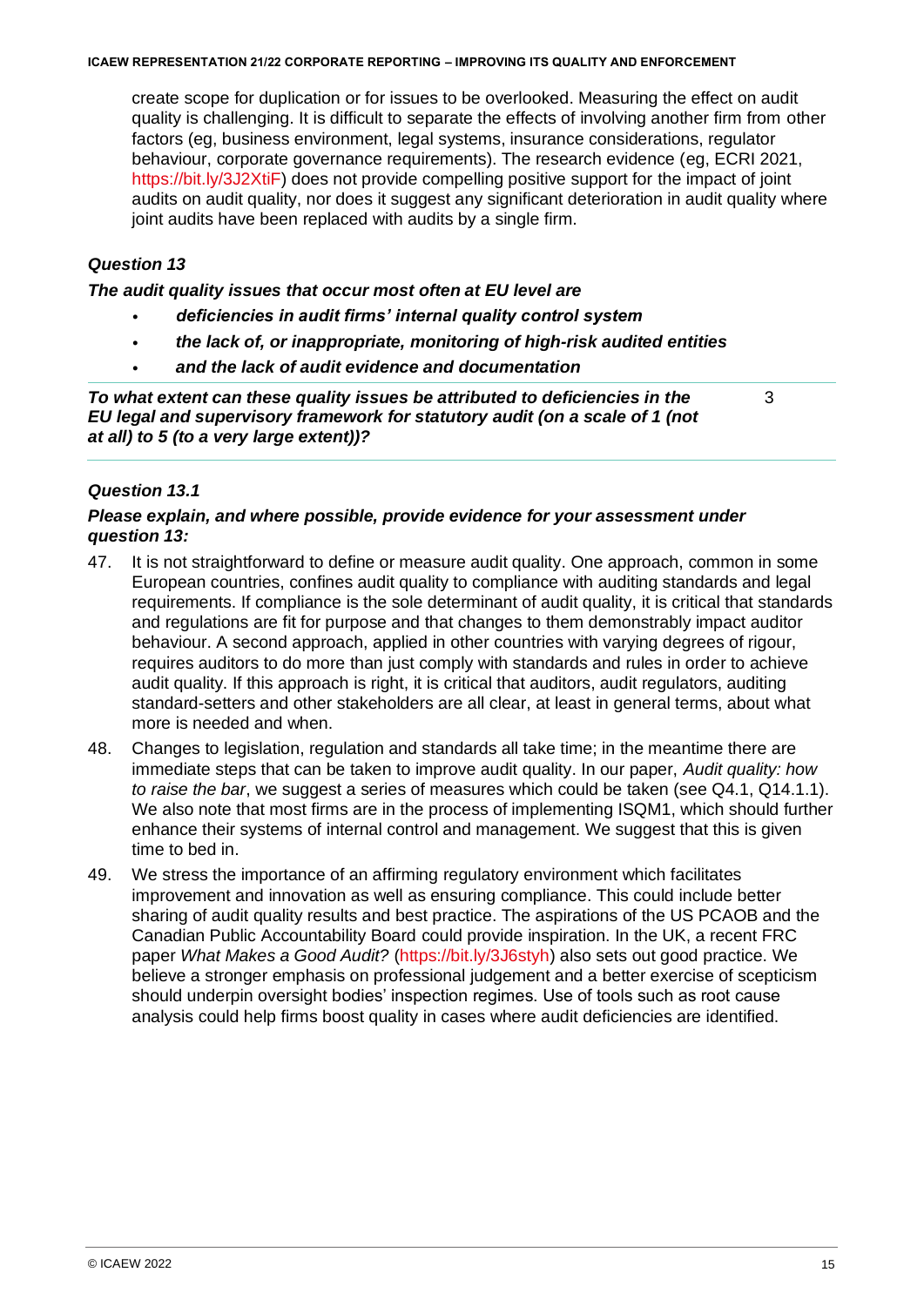create scope for duplication or for issues to be overlooked. Measuring the effect on audit quality is challenging. It is difficult to separate the effects of involving another firm from other factors (eg, business environment, legal systems, insurance considerations, regulator behaviour, corporate governance requirements). The research evidence (eg, ECRI 2021, https://bit.ly/3J2XtiF) does not provide compelling positive support for the impact of joint audits on audit quality, nor does it suggest any significant deterioration in audit quality where joint audits have been replaced with audits by a single firm.

### *Question 13*

***The audit quality issues that occur most often at EU level are***

- ***deficiencies in audit firms' internal quality control system***
- ***the lack of, or inappropriate, monitoring of high-risk audited entities***
- ***and the lack of audit evidence and documentation***

| | |
|---|---|
| ***To what extent can these quality issues be attributed to deficiencies in the EU legal and supervisory framework for statutory audit (on a scale of 1 (not at all) to 5 (to a very large extent))?*** | 3 |

### *Question 13.1*

***Please explain, and where possible, provide evidence for your assessment under question 13:***

47. It is not straightforward to define or measure audit quality. One approach, common in some European countries, confines audit quality to compliance with auditing standards and legal requirements. If compliance is the sole determinant of audit quality, it is critical that standards and regulations are fit for purpose and that changes to them demonstrably impact auditor behaviour. A second approach, applied in other countries with varying degrees of rigour, requires auditors to do more than just comply with standards and rules in order to achieve audit quality. If this approach is right, it is critical that auditors, audit regulators, auditing standard-setters and other stakeholders are all clear, at least in general terms, about what more is needed and when.
48. Changes to legislation, regulation and standards all take time; in the meantime there are immediate steps that can be taken to improve audit quality. In our paper, *Audit quality: how to raise the bar*, we suggest a series of measures which could be taken (see Q4.1, Q14.1.1). We also note that most firms are in the process of implementing ISQM1, which should further enhance their systems of internal control and management. We suggest that this is given time to bed in.
49. We stress the importance of an affirming regulatory environment which facilitates improvement and innovation as well as ensuring compliance. This could include better sharing of audit quality results and best practice. The aspirations of the US PCAOB and the Canadian Public Accountability Board could provide inspiration. In the UK, a recent FRC paper *What Makes a Good Audit?* (https://bit.ly/3J6styh) also sets out good practice. We believe a stronger emphasis on professional judgement and a better exercise of scepticism should underpin oversight bodies' inspection regimes. Use of tools such as root cause analysis could help firms boost quality in cases where audit deficiencies are identified.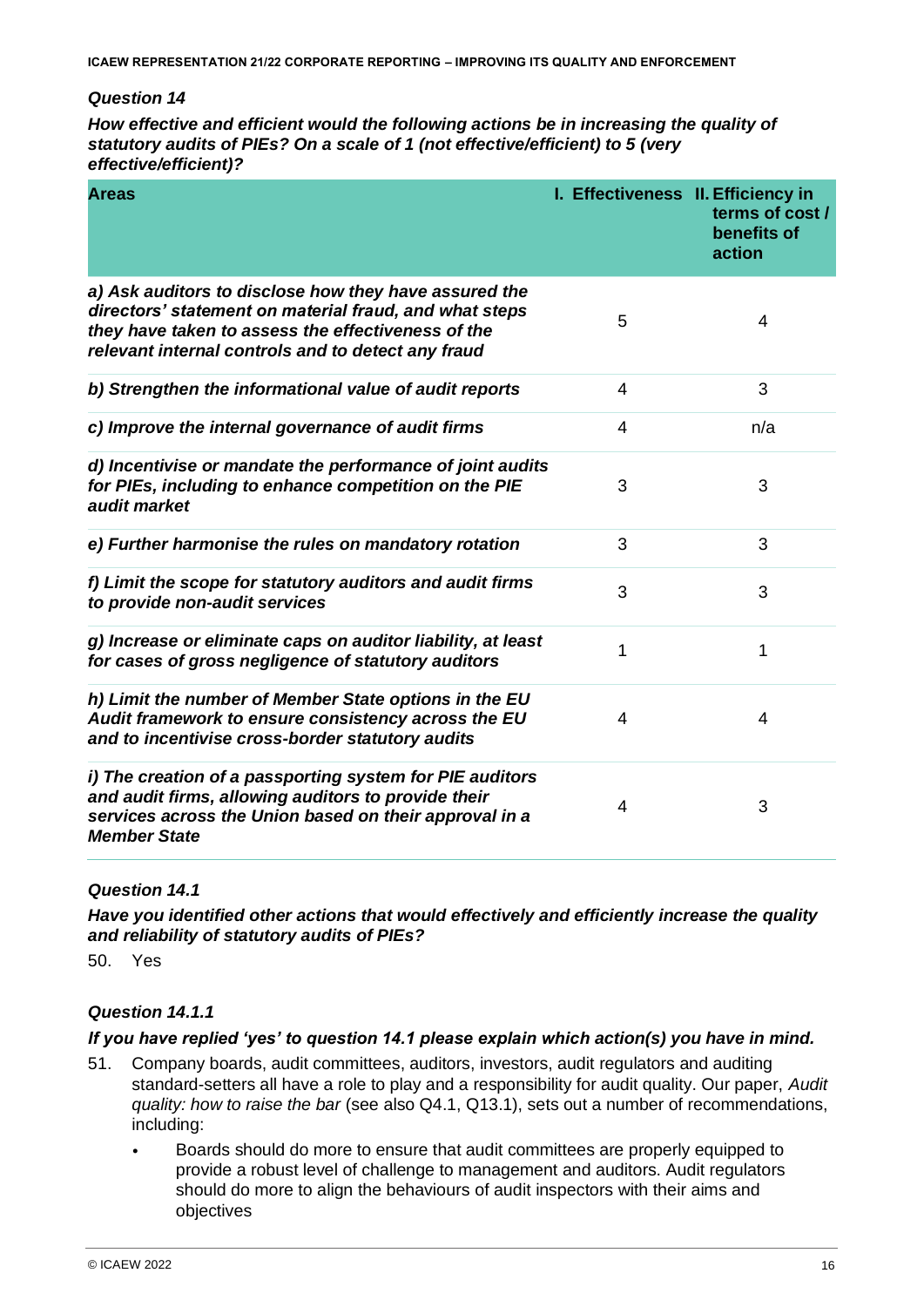*Question 14*

***How effective and efficient would the following actions be in increasing the quality of statutory audits of PIEs? On a scale of 1 (not effective/efficient) to 5 (very effective/efficient)?***

| Areas | I. Effectiveness | II. Efficiency in terms of cost / benefits of action |
|---|---|---|
| ***a) Ask auditors to disclose how they have assured the directors' statement on material fraud, and what steps they have taken to assess the effectiveness of the relevant internal controls and to detect any fraud*** | 5 | 4 |
| ***b) Strengthen the informational value of audit reports*** | 4 | 3 |
| ***c) Improve the internal governance of audit firms*** | 4 | n/a |
| ***d) Incentivise or mandate the performance of joint audits for PIEs, including to enhance competition on the PIE audit market*** | 3 | 3 |
| ***e) Further harmonise the rules on mandatory rotation*** | 3 | 3 |
| ***f) Limit the scope for statutory auditors and audit firms to provide non-audit services*** | 3 | 3 |
| ***g) Increase or eliminate caps on auditor liability, at least for cases of gross negligence of statutory auditors*** | 1 | 1 |
| ***h) Limit the number of Member State options in the EU Audit framework to ensure consistency across the EU and to incentivise cross-border statutory audits*** | 4 | 4 |
| ***i) The creation of a passporting system for PIE auditors and audit firms, allowing auditors to provide their services across the Union based on their approval in a Member State*** | 4 | 3 |

*Question 14.1*

***Have you identified other actions that would effectively and efficiently increase the quality and reliability of statutory audits of PIEs?***

50. Yes

*Question 14.1.1*

***If you have replied 'yes' to question 14.1 please explain which action(s) you have in mind.***

51. Company boards, audit committees, auditors, investors, audit regulators and auditing standard-setters all have a role to play and a responsibility for audit quality. Our paper, *Audit quality: how to raise the bar* (see also Q4.1, Q13.1), sets out a number of recommendations, including:

    - Boards should do more to ensure that audit committees are properly equipped to provide a robust level of challenge to management and auditors. Audit regulators should do more to align the behaviours of audit inspectors with their aims and objectives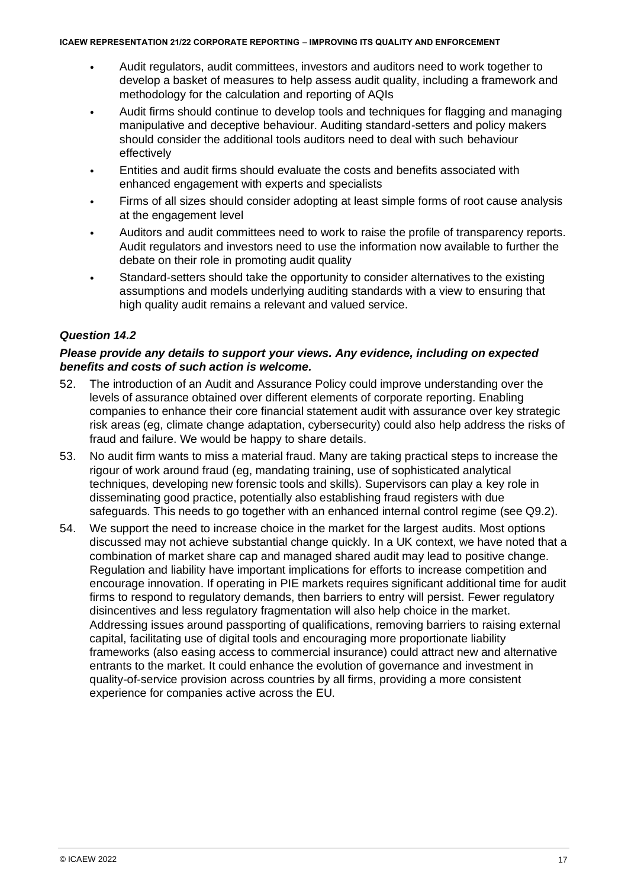- Audit regulators, audit committees, investors and auditors need to work together to develop a basket of measures to help assess audit quality, including a framework and methodology for the calculation and reporting of AQIs
- Audit firms should continue to develop tools and techniques for flagging and managing manipulative and deceptive behaviour. Auditing standard-setters and policy makers should consider the additional tools auditors need to deal with such behaviour effectively
- Entities and audit firms should evaluate the costs and benefits associated with enhanced engagement with experts and specialists
- Firms of all sizes should consider adopting at least simple forms of root cause analysis at the engagement level
- Auditors and audit committees need to work to raise the profile of transparency reports. Audit regulators and investors need to use the information now available to further the debate on their role in promoting audit quality
- Standard-setters should take the opportunity to consider alternatives to the existing assumptions and models underlying auditing standards with a view to ensuring that high quality audit remains a relevant and valued service.

### *Question 14.2*

***Please provide any details to support your views. Any evidence, including on expected benefits and costs of such action is welcome.***

52. The introduction of an Audit and Assurance Policy could improve understanding over the levels of assurance obtained over different elements of corporate reporting. Enabling companies to enhance their core financial statement audit with assurance over key strategic risk areas (eg, climate change adaptation, cybersecurity) could also help address the risks of fraud and failure. We would be happy to share details.
53. No audit firm wants to miss a material fraud. Many are taking practical steps to increase the rigour of work around fraud (eg, mandating training, use of sophisticated analytical techniques, developing new forensic tools and skills). Supervisors can play a key role in disseminating good practice, potentially also establishing fraud registers with due safeguards. This needs to go together with an enhanced internal control regime (see Q9.2).
54. We support the need to increase choice in the market for the largest audits. Most options discussed may not achieve substantial change quickly. In a UK context, we have noted that a combination of market share cap and managed shared audit may lead to positive change. Regulation and liability have important implications for efforts to increase competition and encourage innovation. If operating in PIE markets requires significant additional time for audit firms to respond to regulatory demands, then barriers to entry will persist. Fewer regulatory disincentives and less regulatory fragmentation will also help choice in the market. Addressing issues around passporting of qualifications, removing barriers to raising external capital, facilitating use of digital tools and encouraging more proportionate liability frameworks (also easing access to commercial insurance) could attract new and alternative entrants to the market. It could enhance the evolution of governance and investment in quality-of-service provision across countries by all firms, providing a more consistent experience for companies active across the EU.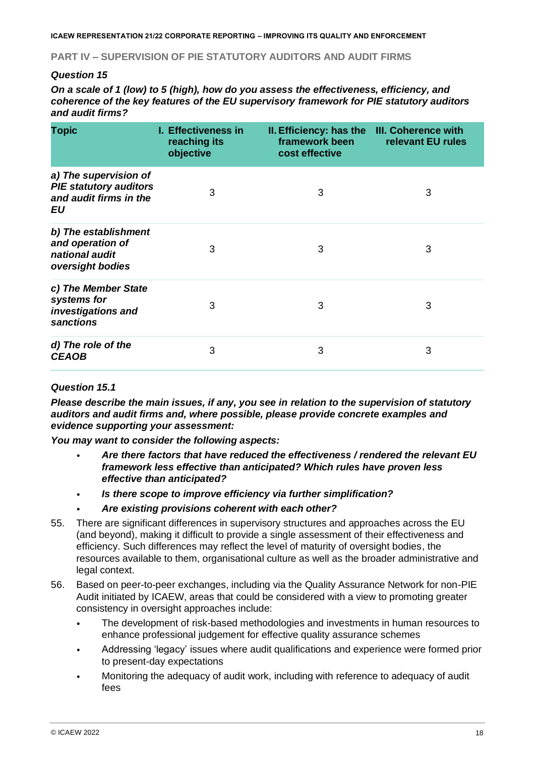## PART IV – SUPERVISION OF PIE STATUTORY AUDITORS AND AUDIT FIRMS

### *Question 15*

***On a scale of 1 (low) to 5 (high), how do you assess the effectiveness, efficiency, and coherence of the key features of the EU supervisory framework for PIE statutory auditors and audit firms?***

| Topic | I. Effectiveness in reaching its objective | II. Efficiency: has the framework been cost effective | III. Coherence with relevant EU rules |
|---|---|---|---|
| ***a) The supervision of PIE statutory auditors and audit firms in the EU*** | 3 | 3 | 3 |
| ***b) The establishment and operation of national audit oversight bodies*** | 3 | 3 | 3 |
| ***c) The Member State systems for investigations and sanctions*** | 3 | 3 | 3 |
| ***d) The role of the CEAOB*** | 3 | 3 | 3 |

### *Question 15.1*

***Please describe the main issues, if any, you see in relation to the supervision of statutory auditors and audit firms and, where possible, please provide concrete examples and evidence supporting your assessment:***

***You may want to consider the following aspects:***

- ***Are there factors that have reduced the effectiveness / rendered the relevant EU framework less effective than anticipated? Which rules have proven less effective than anticipated?***
- ***Is there scope to improve efficiency via further simplification?***
- ***Are existing provisions coherent with each other?***

55. There are significant differences in supervisory structures and approaches across the EU (and beyond), making it difficult to provide a single assessment of their effectiveness and efficiency. Such differences may reflect the level of maturity of oversight bodies, the resources available to them, organisational culture as well as the broader administrative and legal context.

56. Based on peer-to-peer exchanges, including via the Quality Assurance Network for non-PIE Audit initiated by ICAEW, areas that could be considered with a view to promoting greater consistency in oversight approaches include:
    - The development of risk-based methodologies and investments in human resources to enhance professional judgement for effective quality assurance schemes
    - Addressing 'legacy' issues where audit qualifications and experience were formed prior to present-day expectations
    - Monitoring the adequacy of audit work, including with reference to adequacy of audit fees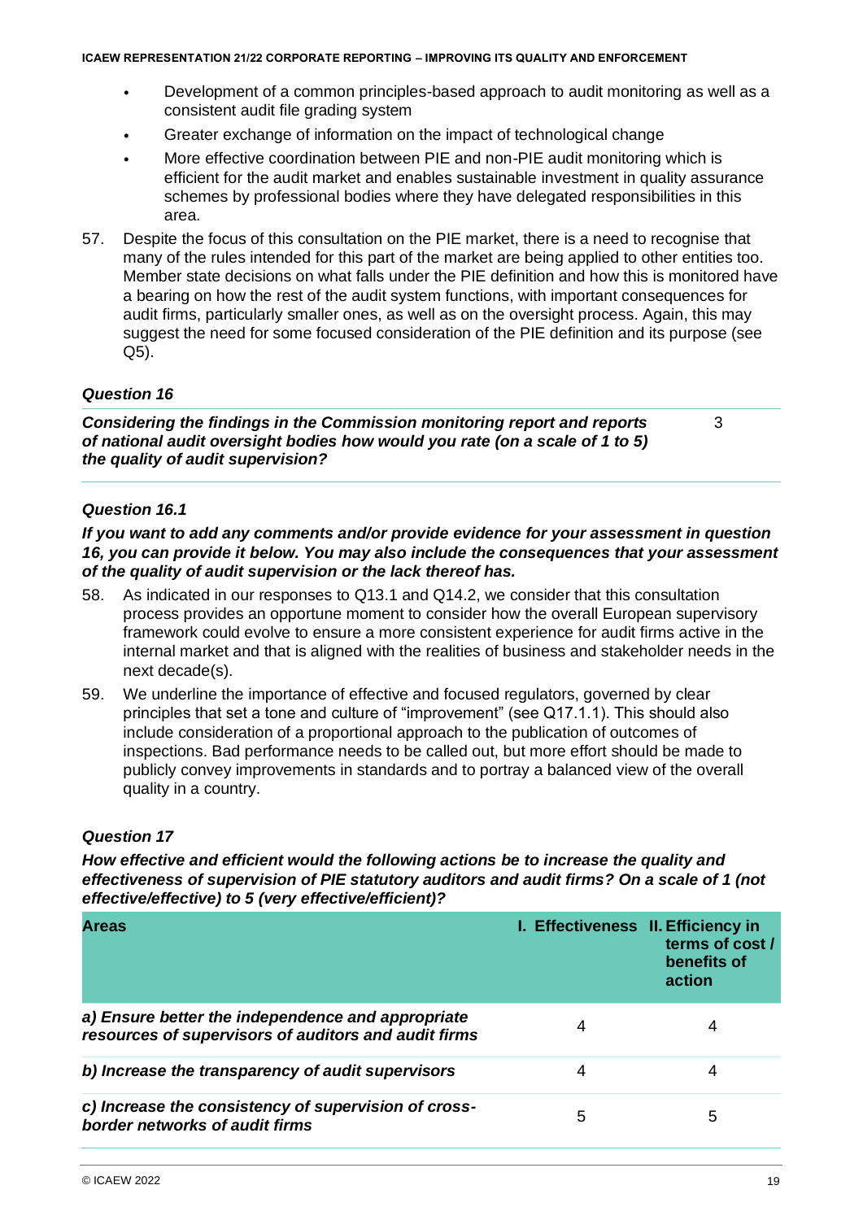- Development of a common principles-based approach to audit monitoring as well as a consistent audit file grading system
- Greater exchange of information on the impact of technological change
- More effective coordination between PIE and non-PIE audit monitoring which is efficient for the audit market and enables sustainable investment in quality assurance schemes by professional bodies where they have delegated responsibilities in this area.

57. Despite the focus of this consultation on the PIE market, there is a need to recognise that many of the rules intended for this part of the market are being applied to other entities too. Member state decisions on what falls under the PIE definition and how this is monitored have a bearing on how the rest of the audit system functions, with important consequences for audit firms, particularly smaller ones, as well as on the oversight process. Again, this may suggest the need for some focused consideration of the PIE definition and its purpose (see Q5).

### *Question 16*

| *Considering the findings in the Commission monitoring report and reports of national audit oversight bodies how would you rate (on a scale of 1 to 5) the quality of audit supervision?* | 3 |
|---|---|

### *Question 16.1*

***If you want to add any comments and/or provide evidence for your assessment in question 16, you can provide it below. You may also include the consequences that your assessment of the quality of audit supervision or the lack thereof has.***

58. As indicated in our responses to Q13.1 and Q14.2, we consider that this consultation process provides an opportune moment to consider how the overall European supervisory framework could evolve to ensure a more consistent experience for audit firms active in the internal market and that is aligned with the realities of business and stakeholder needs in the next decade(s).

59. We underline the importance of effective and focused regulators, governed by clear principles that set a tone and culture of "improvement" (see Q17.1.1). This should also include consideration of a proportional approach to the publication of outcomes of inspections. Bad performance needs to be called out, but more effort should be made to publicly convey improvements in standards and to portray a balanced view of the overall quality in a country.

### *Question 17*

***How effective and efficient would the following actions be to increase the quality and effectiveness of supervision of PIE statutory auditors and audit firms? On a scale of 1 (not effective/effective) to 5 (very effective/efficient)?***

| Areas | I. Effectiveness | II. Efficiency in terms of cost / benefits of action |
|---|---|---|
| ***a) Ensure better the independence and appropriate resources of supervisors of auditors and audit firms*** | 4 | 4 |
| ***b) Increase the transparency of audit supervisors*** | 4 | 4 |
| ***c) Increase the consistency of supervision of cross-border networks of audit firms*** | 5 | 5 |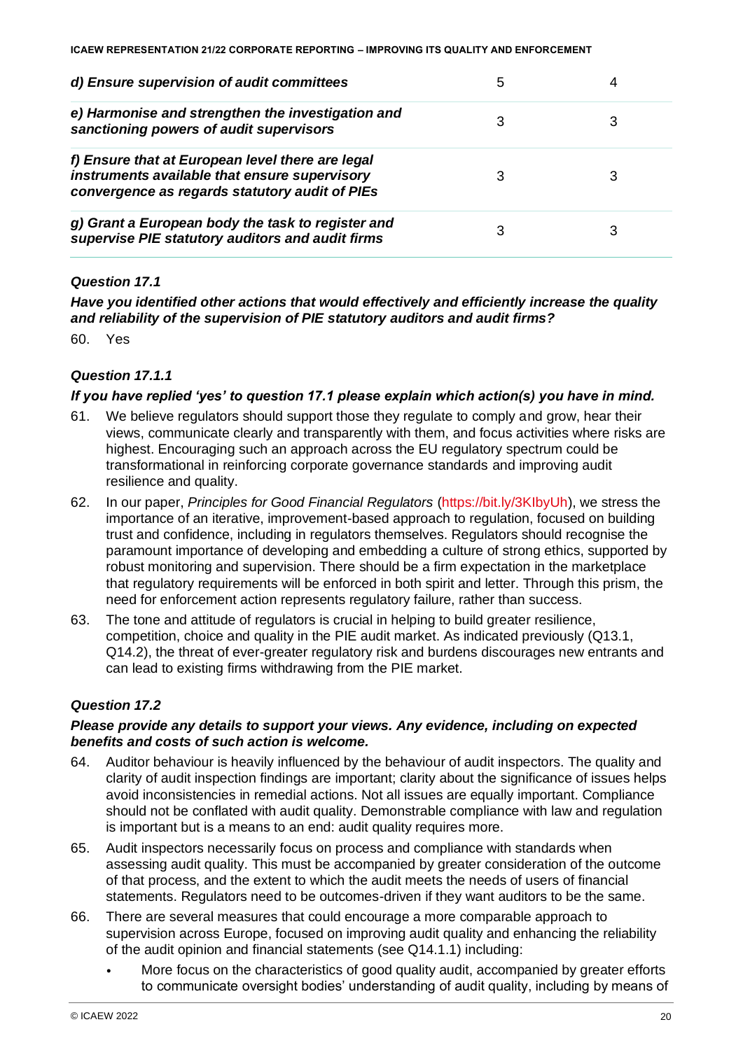| | | |
|---|---|---|
| ***d) Ensure supervision of audit committees*** | 5 | 4 |
| ***e) Harmonise and strengthen the investigation and sanctioning powers of audit supervisors*** | 3 | 3 |
| ***f) Ensure that at European level there are legal instruments available that ensure supervisory convergence as regards statutory audit of PIEs*** | 3 | 3 |
| ***g) Grant a European body the task to register and supervise PIE statutory auditors and audit firms*** | 3 | 3 |

### *Question 17.1*

***Have you identified other actions that would effectively and efficiently increase the quality and reliability of the supervision of PIE statutory auditors and audit firms?***

60. Yes

### *Question 17.1.1*

***If you have replied 'yes' to question 17.1 please explain which action(s) you have in mind.***

61. We believe regulators should support those they regulate to comply and grow, hear their views, communicate clearly and transparently with them, and focus activities where risks are highest. Encouraging such an approach across the EU regulatory spectrum could be transformational in reinforcing corporate governance standards and improving audit resilience and quality.
62. In our paper, *Principles for Good Financial Regulators* (https://bit.ly/3KIbyUh), we stress the importance of an iterative, improvement-based approach to regulation, focused on building trust and confidence, including in regulators themselves. Regulators should recognise the paramount importance of developing and embedding a culture of strong ethics, supported by robust monitoring and supervision. There should be a firm expectation in the marketplace that regulatory requirements will be enforced in both spirit and letter. Through this prism, the need for enforcement action represents regulatory failure, rather than success.
63. The tone and attitude of regulators is crucial in helping to build greater resilience, competition, choice and quality in the PIE audit market. As indicated previously (Q13.1, Q14.2), the threat of ever-greater regulatory risk and burdens discourages new entrants and can lead to existing firms withdrawing from the PIE market.

### *Question 17.2*

***Please provide any details to support your views. Any evidence, including on expected benefits and costs of such action is welcome.***

64. Auditor behaviour is heavily influenced by the behaviour of audit inspectors. The quality and clarity of audit inspection findings are important; clarity about the significance of issues helps avoid inconsistencies in remedial actions. Not all issues are equally important. Compliance should not be conflated with audit quality. Demonstrable compliance with law and regulation is important but is a means to an end: audit quality requires more.
65. Audit inspectors necessarily focus on process and compliance with standards when assessing audit quality. This must be accompanied by greater consideration of the outcome of that process, and the extent to which the audit meets the needs of users of financial statements. Regulators need to be outcomes-driven if they want auditors to be the same.
66. There are several measures that could encourage a more comparable approach to supervision across Europe, focused on improving audit quality and enhancing the reliability of the audit opinion and financial statements (see Q14.1.1) including:
    - More focus on the characteristics of good quality audit, accompanied by greater efforts to communicate oversight bodies' understanding of audit quality, including by means of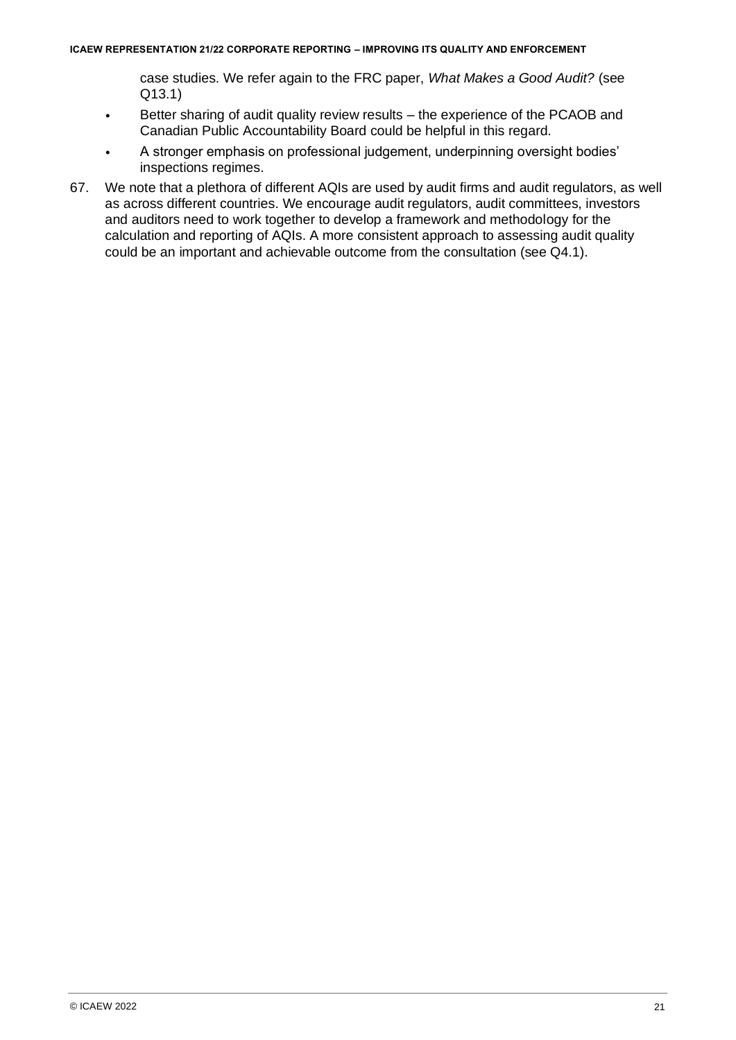case studies. We refer again to the FRC paper, *What Makes a Good Audit?* (see Q13.1)

- Better sharing of audit quality review results – the experience of the PCAOB and Canadian Public Accountability Board could be helpful in this regard.
- A stronger emphasis on professional judgement, underpinning oversight bodies' inspections regimes.

67. We note that a plethora of different AQIs are used by audit firms and audit regulators, as well as across different countries. We encourage audit regulators, audit committees, investors and auditors need to work together to develop a framework and methodology for the calculation and reporting of AQIs. A more consistent approach to assessing audit quality could be an important and achievable outcome from the consultation (see Q4.1).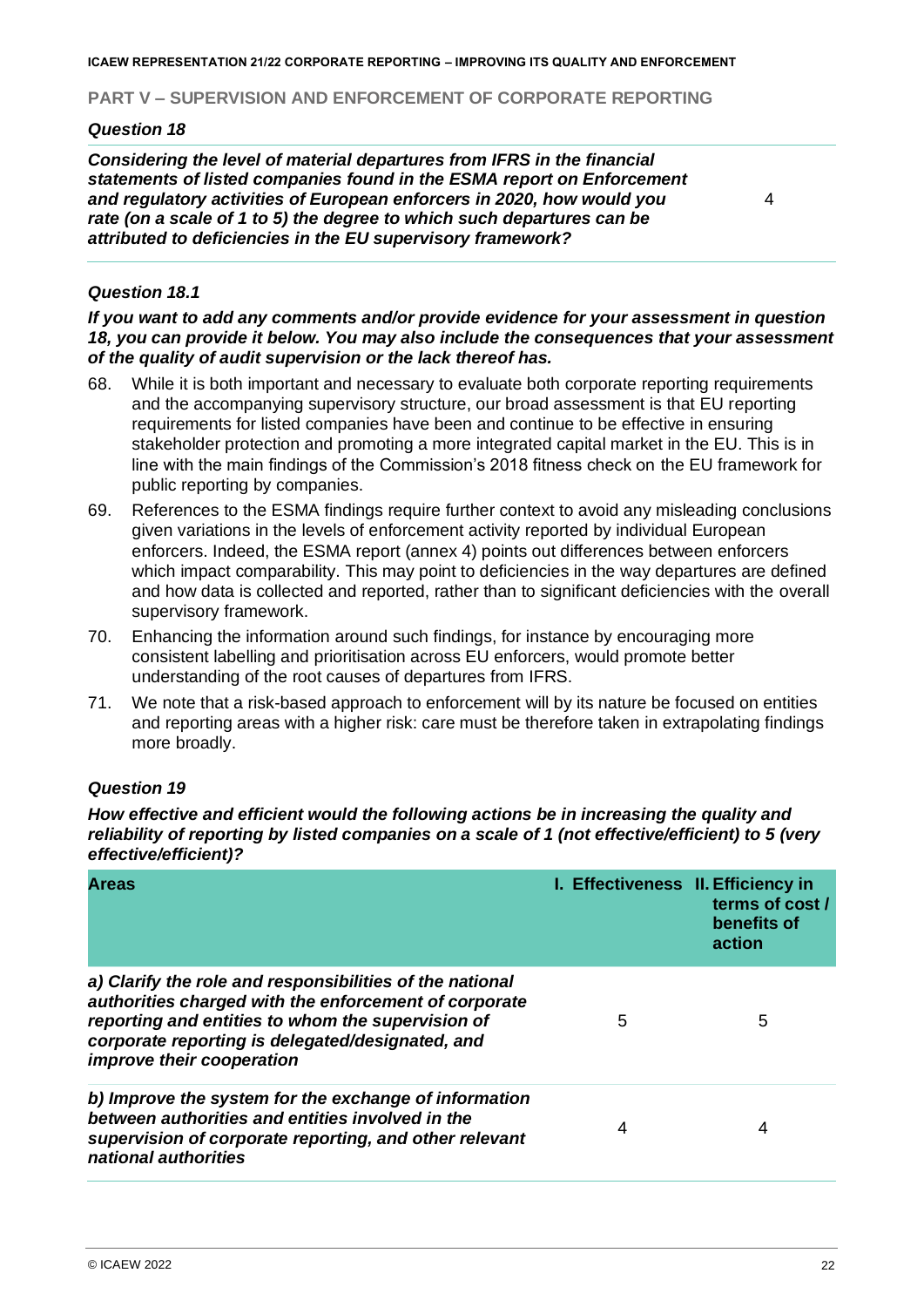## PART V – SUPERVISION AND ENFORCEMENT OF CORPORATE REPORTING

### *Question 18*

| | |
|---|---|
| ***Considering the level of material departures from IFRS in the financial statements of listed companies found in the ESMA report on Enforcement and regulatory activities of European enforcers in 2020, how would you rate (on a scale of 1 to 5) the degree to which such departures can be attributed to deficiencies in the EU supervisory framework?*** | 4 |

### *Question 18.1*

***If you want to add any comments and/or provide evidence for your assessment in question 18, you can provide it below. You may also include the consequences that your assessment of the quality of audit supervision or the lack thereof has.***

68. While it is both important and necessary to evaluate both corporate reporting requirements and the accompanying supervisory structure, our broad assessment is that EU reporting requirements for listed companies have been and continue to be effective in ensuring stakeholder protection and promoting a more integrated capital market in the EU. This is in line with the main findings of the Commission's 2018 fitness check on the EU framework for public reporting by companies.
69. References to the ESMA findings require further context to avoid any misleading conclusions given variations in the levels of enforcement activity reported by individual European enforcers. Indeed, the ESMA report (annex 4) points out differences between enforcers which impact comparability. This may point to deficiencies in the way departures are defined and how data is collected and reported, rather than to significant deficiencies with the overall supervisory framework.
70. Enhancing the information around such findings, for instance by encouraging more consistent labelling and prioritisation across EU enforcers, would promote better understanding of the root causes of departures from IFRS.
71. We note that a risk-based approach to enforcement will by its nature be focused on entities and reporting areas with a higher risk: care must be therefore taken in extrapolating findings more broadly.

### *Question 19*

***How effective and efficient would the following actions be in increasing the quality and reliability of reporting by listed companies on a scale of 1 (not effective/efficient) to 5 (very effective/efficient)?***

| Areas | I. Effectiveness | II. Efficiency in terms of cost / benefits of action |
|---|---|---|
| ***a) Clarify the role and responsibilities of the national authorities charged with the enforcement of corporate reporting and entities to whom the supervision of corporate reporting is delegated/designated, and improve their cooperation*** | 5 | 5 |
| ***b) Improve the system for the exchange of information between authorities and entities involved in the supervision of corporate reporting, and other relevant national authorities*** | 4 | 4 |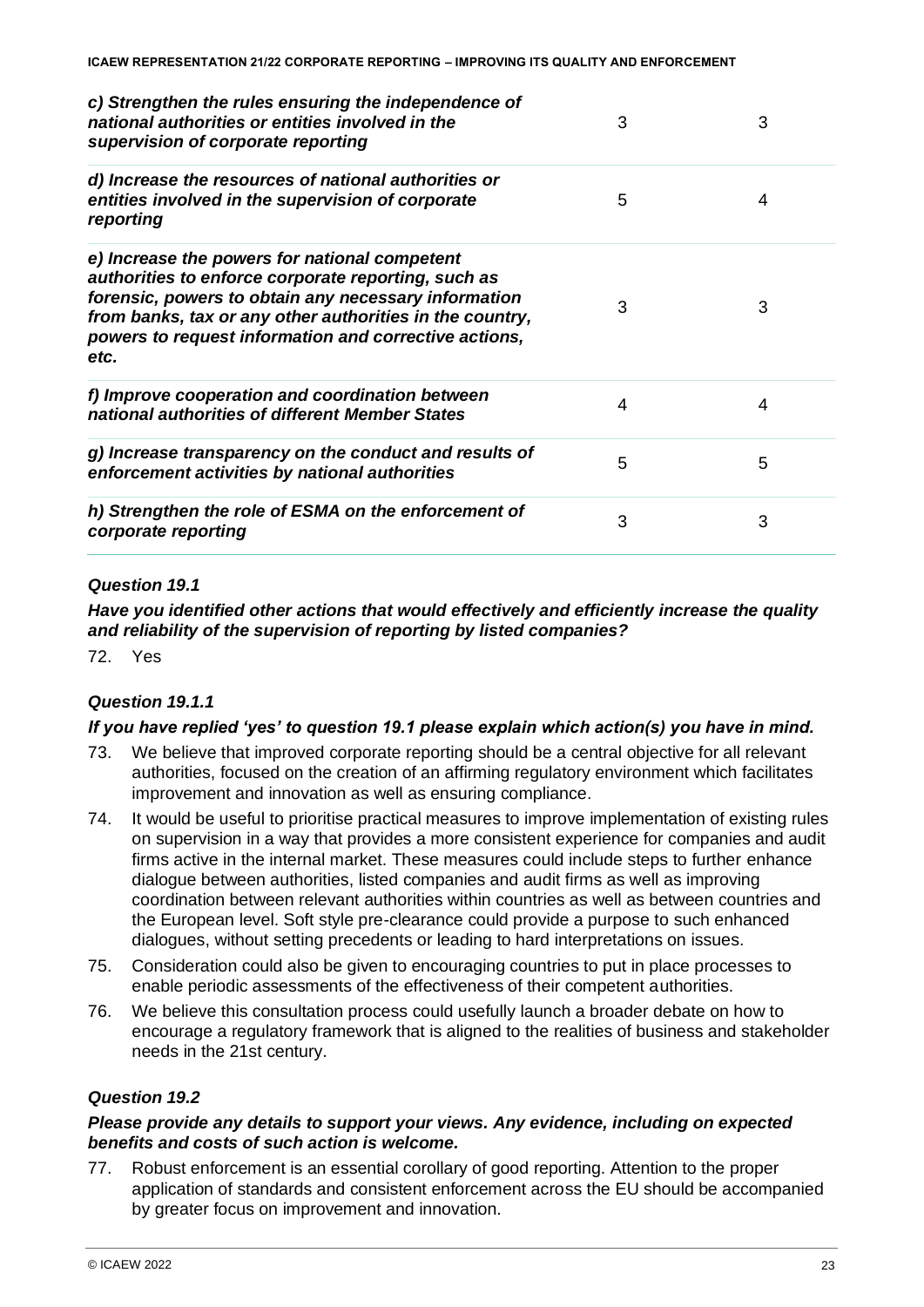| | | |
|---|---|---|
| ***c) Strengthen the rules ensuring the independence of national authorities or entities involved in the supervision of corporate reporting*** | 3 | 3 |
| ***d) Increase the resources of national authorities or entities involved in the supervision of corporate reporting*** | 5 | 4 |
| ***e) Increase the powers for national competent authorities to enforce corporate reporting, such as forensic, powers to obtain any necessary information from banks, tax or any other authorities in the country, powers to request information and corrective actions, etc.*** | 3 | 3 |
| ***f) Improve cooperation and coordination between national authorities of different Member States*** | 4 | 4 |
| ***g) Increase transparency on the conduct and results of enforcement activities by national authorities*** | 5 | 5 |
| ***h) Strengthen the role of ESMA on the enforcement of corporate reporting*** | 3 | 3 |

### *Question 19.1*

***Have you identified other actions that would effectively and efficiently increase the quality and reliability of the supervision of reporting by listed companies?***

72. Yes

### *Question 19.1.1*

***If you have replied 'yes' to question 19.1 please explain which action(s) you have in mind.***

73. We believe that improved corporate reporting should be a central objective for all relevant authorities, focused on the creation of an affirming regulatory environment which facilitates improvement and innovation as well as ensuring compliance.
74. It would be useful to prioritise practical measures to improve implementation of existing rules on supervision in a way that provides a more consistent experience for companies and audit firms active in the internal market. These measures could include steps to further enhance dialogue between authorities, listed companies and audit firms as well as improving coordination between relevant authorities within countries as well as between countries and the European level. Soft style pre-clearance could provide a purpose to such enhanced dialogues, without setting precedents or leading to hard interpretations on issues.
75. Consideration could also be given to encouraging countries to put in place processes to enable periodic assessments of the effectiveness of their competent authorities.
76. We believe this consultation process could usefully launch a broader debate on how to encourage a regulatory framework that is aligned to the realities of business and stakeholder needs in the 21st century.

### *Question 19.2*

***Please provide any details to support your views. Any evidence, including on expected benefits and costs of such action is welcome.***

77. Robust enforcement is an essential corollary of good reporting. Attention to the proper application of standards and consistent enforcement across the EU should be accompanied by greater focus on improvement and innovation.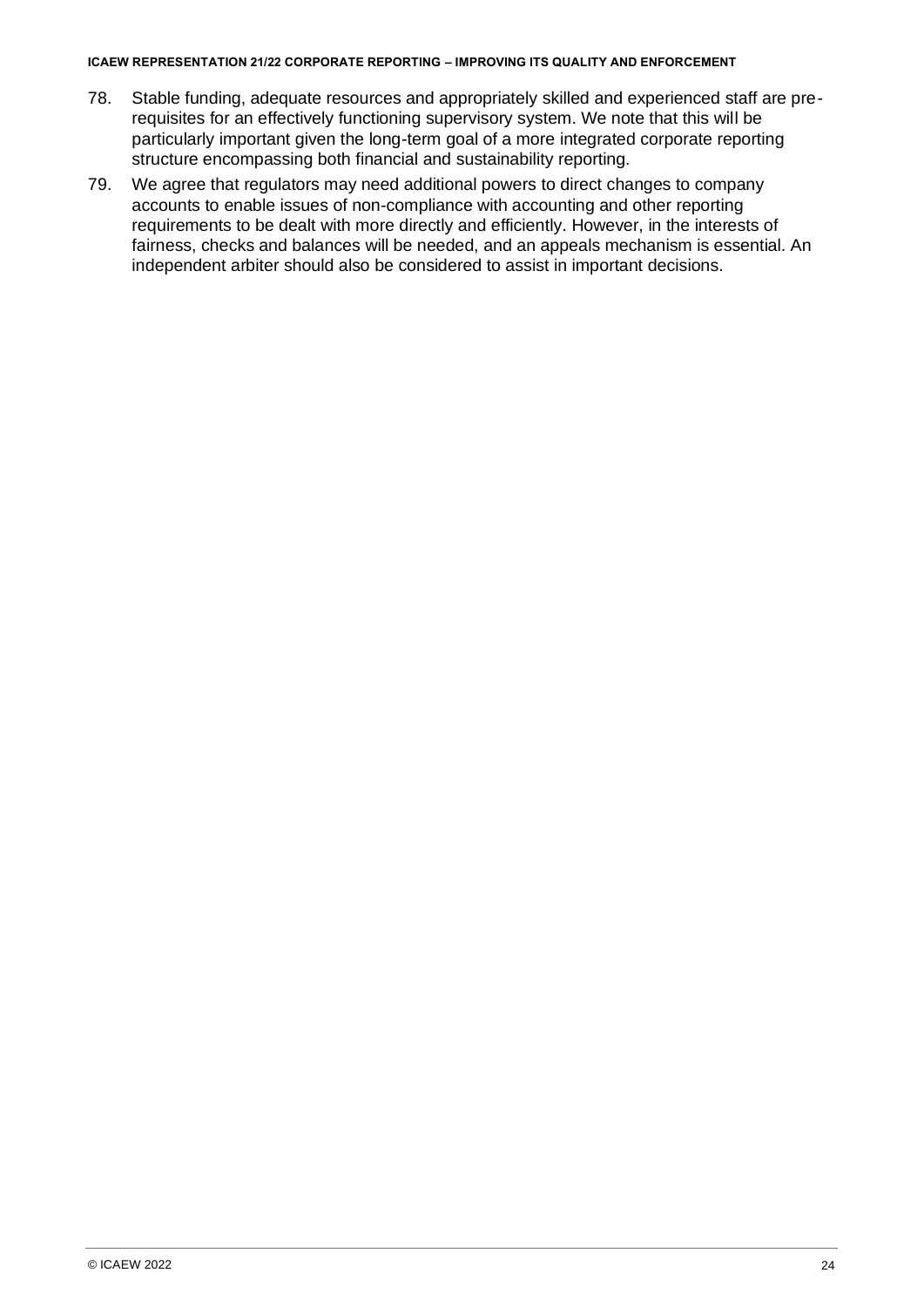78. Stable funding, adequate resources and appropriately skilled and experienced staff are pre-requisites for an effectively functioning supervisory system. We note that this will be particularly important given the long-term goal of a more integrated corporate reporting structure encompassing both financial and sustainability reporting.

79. We agree that regulators may need additional powers to direct changes to company accounts to enable issues of non-compliance with accounting and other reporting requirements to be dealt with more directly and efficiently. However, in the interests of fairness, checks and balances will be needed, and an appeals mechanism is essential. An independent arbiter should also be considered to assist in important decisions.